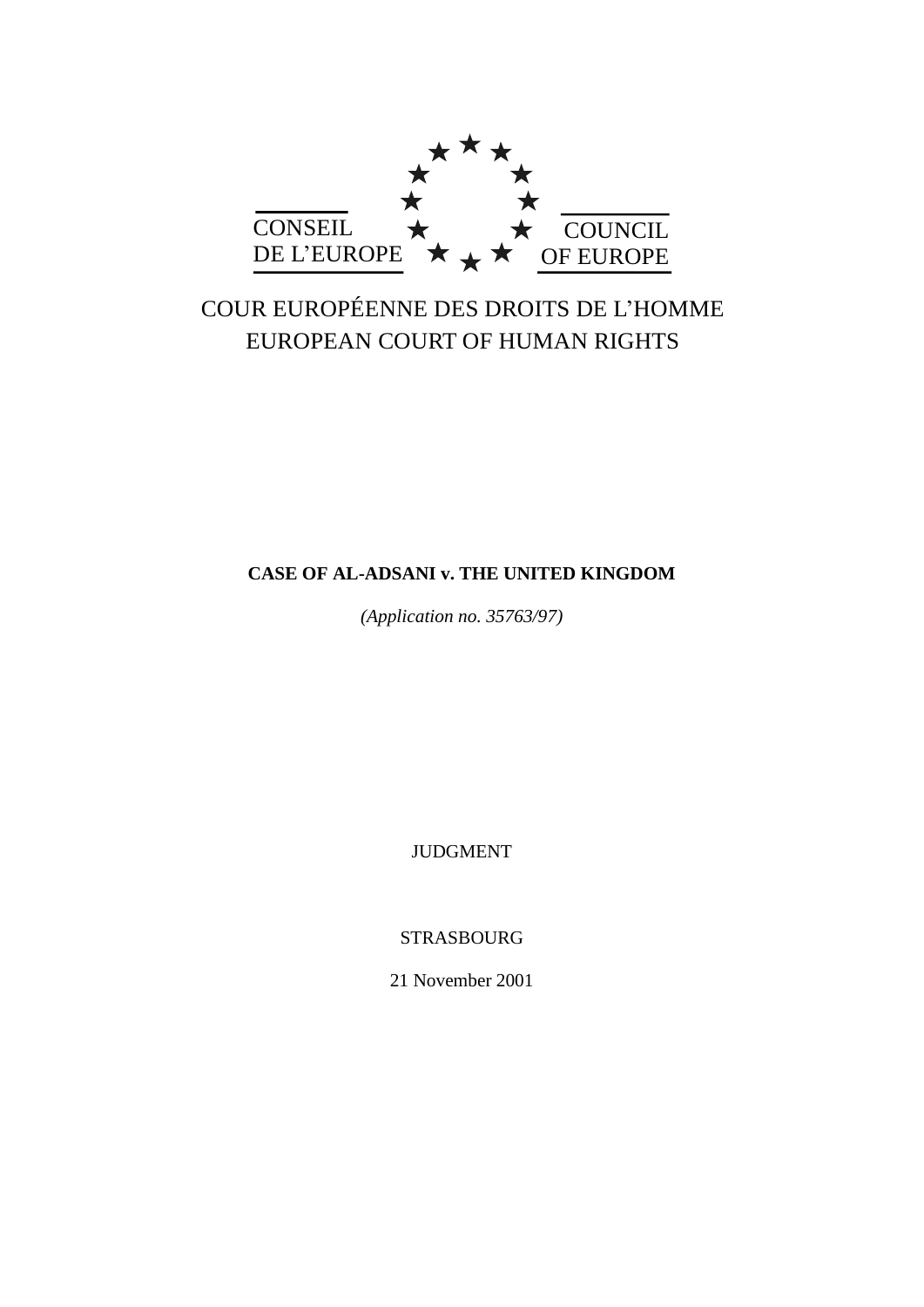CONSEIL DE L'EUROPE

COUNCIL OF EUROPE

COUR EUROPÉENNE DES DROITS DE L'HOMME
EUROPEAN COURT OF HUMAN RIGHTS

**CASE OF AL-ADSANI v. THE UNITED KINGDOM**

*(Application no. 35763/97)*

JUDGMENT

STRASBOURG

21 November 2001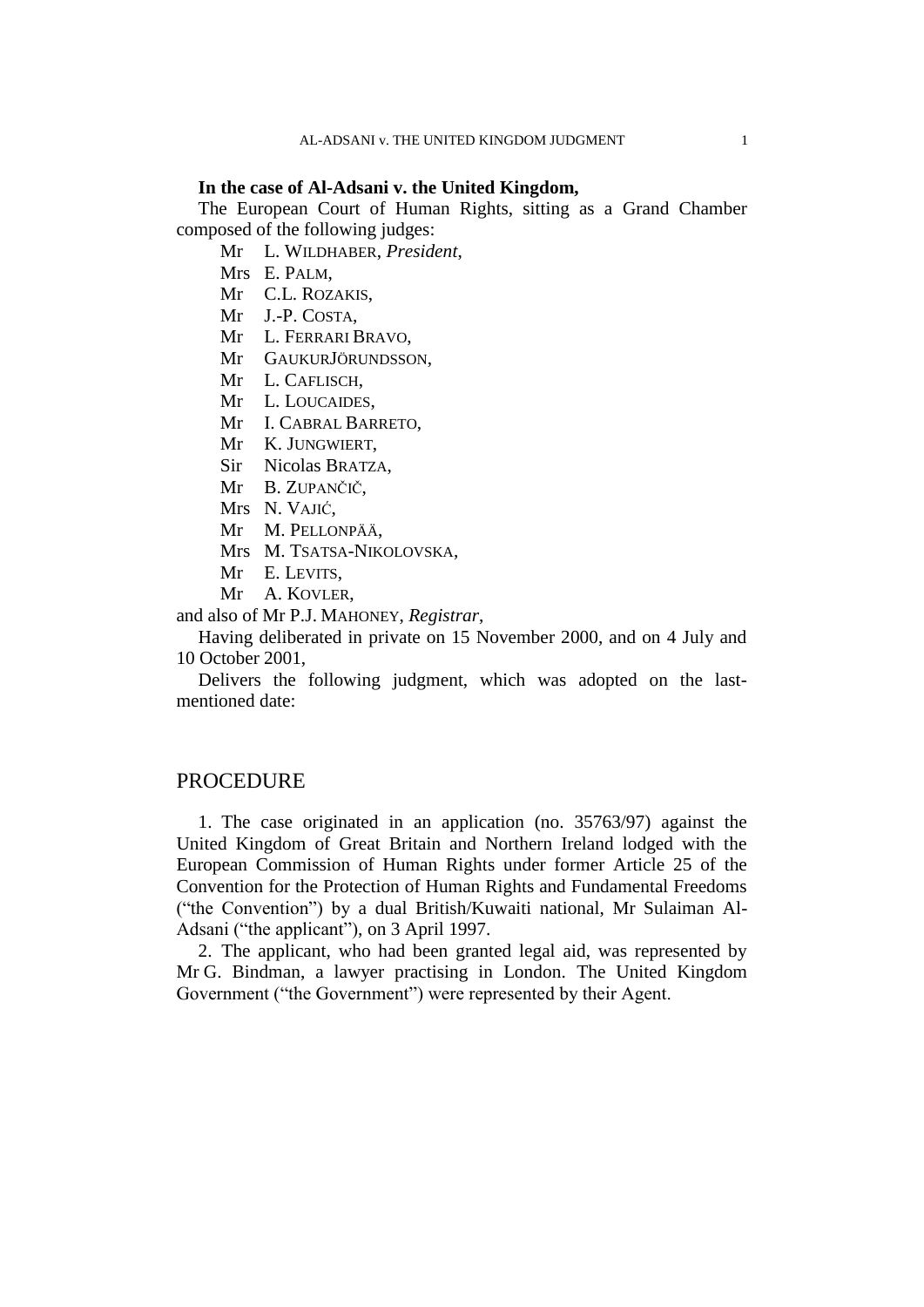**In the case of Al-Adsani v. the United Kingdom,**

The European Court of Human Rights, sitting as a Grand Chamber composed of the following judges:

Mr L. WILDHABER, *President*,
Mrs E. PALM,
Mr C.L. ROZAKIS,
Mr J.-P. COSTA,
Mr L. FERRARI BRAVO,
Mr GAUKUR JÖRUNDSSON,
Mr L. CAFLISCH,
Mr L. LOUCAIDES,
Mr I. CABRAL BARRETO,
Mr K. JUNGWIERT,
Sir Nicolas BRATZA,
Mr B. ZUPANČIČ,
Mrs N. VAJIĆ,
Mr M. PELLONPÄÄ,
Mrs M. TSATSA-NIKOLOVSKA,
Mr E. LEVITS,
Mr A. KOVLER,

and also of Mr P.J. MAHONEY, *Registrar*,

Having deliberated in private on 15 November 2000, and on 4 July and 10 October 2001,

Delivers the following judgment, which was adopted on the last-mentioned date:

## PROCEDURE

1. The case originated in an application (no. 35763/97) against the United Kingdom of Great Britain and Northern Ireland lodged with the European Commission of Human Rights under former Article 25 of the Convention for the Protection of Human Rights and Fundamental Freedoms ("the Convention") by a dual British/Kuwaiti national, Mr Sulaiman Al-Adsani ("the applicant"), on 3 April 1997.

2. The applicant, who had been granted legal aid, was represented by Mr G. Bindman, a lawyer practising in London. The United Kingdom Government ("the Government") were represented by their Agent.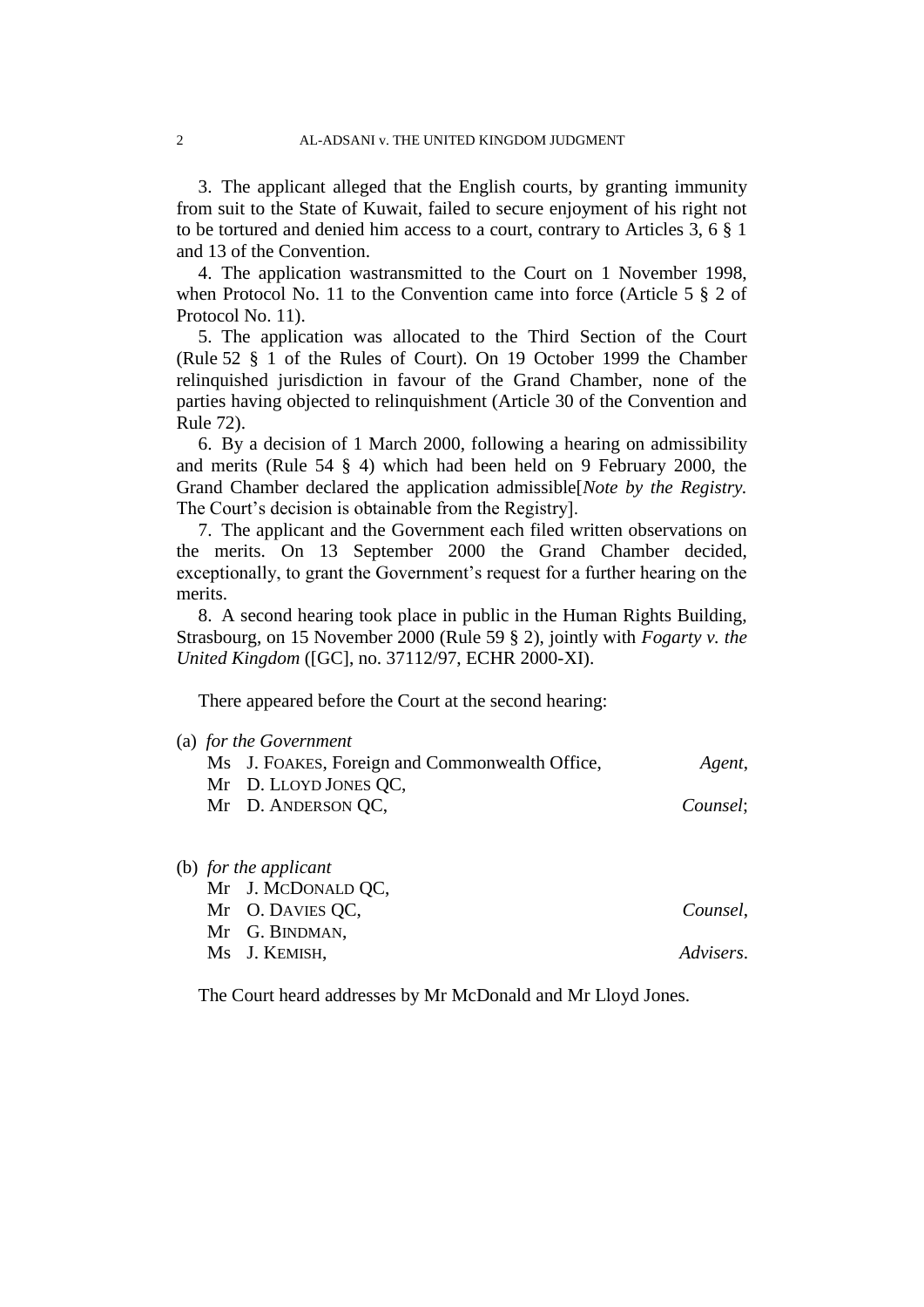3. The applicant alleged that the English courts, by granting immunity from suit to the State of Kuwait, failed to secure enjoyment of his right not to be tortured and denied him access to a court, contrary to Articles 3, 6 § 1 and 13 of the Convention.

4. The application wastransmitted to the Court on 1 November 1998, when Protocol No. 11 to the Convention came into force (Article 5 § 2 of Protocol No. 11).

5. The application was allocated to the Third Section of the Court (Rule 52 § 1 of the Rules of Court). On 19 October 1999 the Chamber relinquished jurisdiction in favour of the Grand Chamber, none of the parties having objected to relinquishment (Article 30 of the Convention and Rule 72).

6. By a decision of 1 March 2000, following a hearing on admissibility and merits (Rule 54 § 4) which had been held on 9 February 2000, the Grand Chamber declared the application admissible[*Note by the Registry.* The Court's decision is obtainable from the Registry].

7. The applicant and the Government each filed written observations on the merits. On 13 September 2000 the Grand Chamber decided, exceptionally, to grant the Government's request for a further hearing on the merits.

8. A second hearing took place in public in the Human Rights Building, Strasbourg, on 15 November 2000 (Rule 59 § 2), jointly with *Fogarty v. the United Kingdom* ([GC], no. 37112/97, ECHR 2000-XI).

There appeared before the Court at the second hearing:

(a) *for the Government*

Ms J. FOAKES, Foreign and Commonwealth Office, *Agent*,
Mr D. LLOYD JONES QC,
Mr D. ANDERSON QC, *Counsel*;

(b) *for the applicant*

Mr J. MCDONALD QC,
Mr O. DAVIES QC, *Counsel*,
Mr G. BINDMAN,
Ms J. KEMISH, *Advisers*.

The Court heard addresses by Mr McDonald and Mr Lloyd Jones.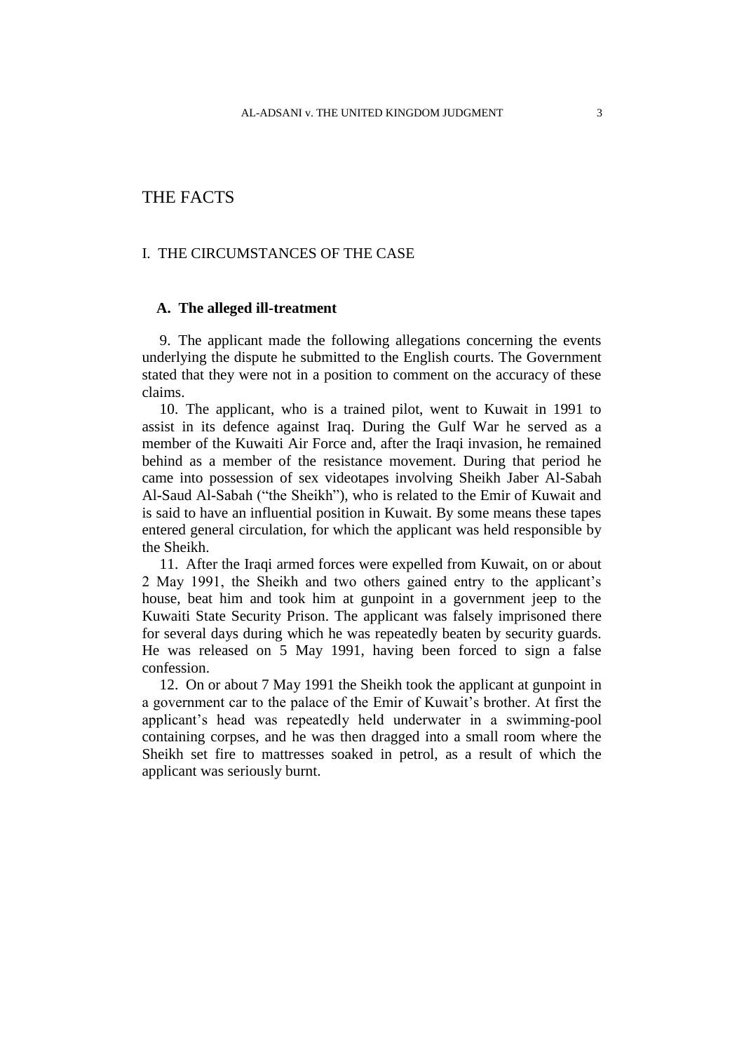# THE FACTS

## I. THE CIRCUMSTANCES OF THE CASE

### A. The alleged ill-treatment

9. The applicant made the following allegations concerning the events underlying the dispute he submitted to the English courts. The Government stated that they were not in a position to comment on the accuracy of these claims.

10. The applicant, who is a trained pilot, went to Kuwait in 1991 to assist in its defence against Iraq. During the Gulf War he served as a member of the Kuwaiti Air Force and, after the Iraqi invasion, he remained behind as a member of the resistance movement. During that period he came into possession of sex videotapes involving Sheikh Jaber Al-Sabah Al-Saud Al-Sabah ("the Sheikh"), who is related to the Emir of Kuwait and is said to have an influential position in Kuwait. By some means these tapes entered general circulation, for which the applicant was held responsible by the Sheikh.

11. After the Iraqi armed forces were expelled from Kuwait, on or about 2 May 1991, the Sheikh and two others gained entry to the applicant's house, beat him and took him at gunpoint in a government jeep to the Kuwaiti State Security Prison. The applicant was falsely imprisoned there for several days during which he was repeatedly beaten by security guards. He was released on 5 May 1991, having been forced to sign a false confession.

12. On or about 7 May 1991 the Sheikh took the applicant at gunpoint in a government car to the palace of the Emir of Kuwait's brother. At first the applicant's head was repeatedly held underwater in a swimming-pool containing corpses, and he was then dragged into a small room where the Sheikh set fire to mattresses soaked in petrol, as a result of which the applicant was seriously burnt.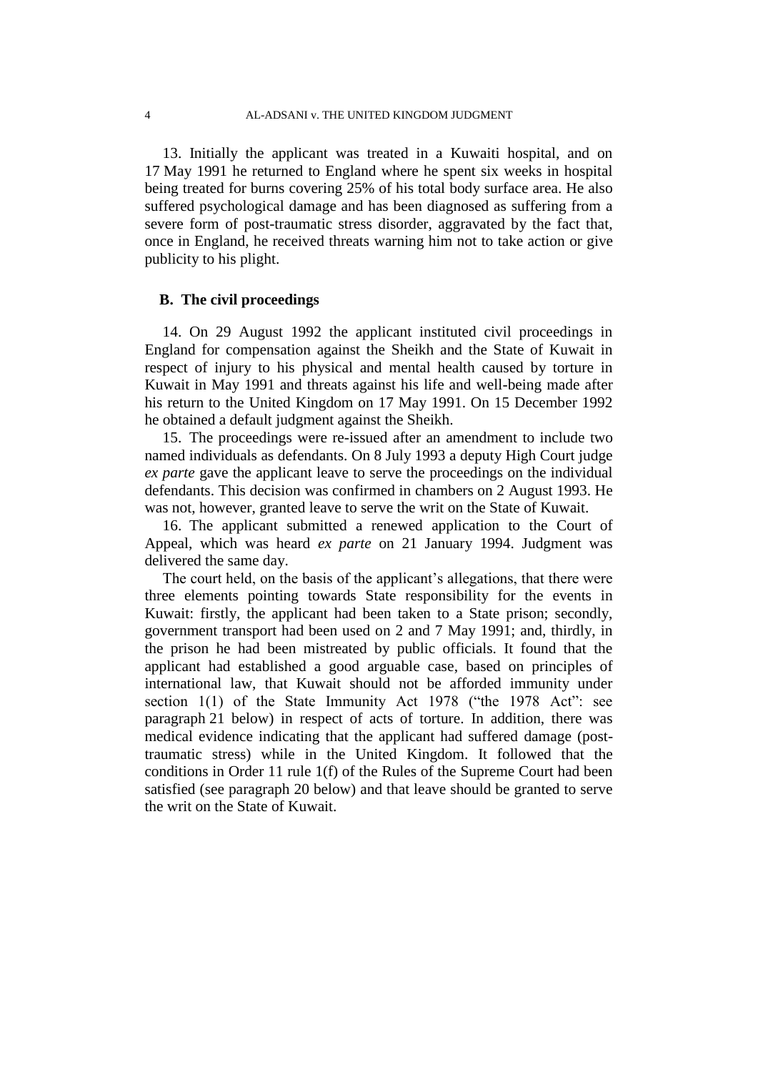13. Initially the applicant was treated in a Kuwaiti hospital, and on 17 May 1991 he returned to England where he spent six weeks in hospital being treated for burns covering 25% of his total body surface area. He also suffered psychological damage and has been diagnosed as suffering from a severe form of post-traumatic stress disorder, aggravated by the fact that, once in England, he received threats warning him not to take action or give publicity to his plight.

### B. The civil proceedings

14. On 29 August 1992 the applicant instituted civil proceedings in England for compensation against the Sheikh and the State of Kuwait in respect of injury to his physical and mental health caused by torture in Kuwait in May 1991 and threats against his life and well-being made after his return to the United Kingdom on 17 May 1991. On 15 December 1992 he obtained a default judgment against the Sheikh.

15. The proceedings were re-issued after an amendment to include two named individuals as defendants. On 8 July 1993 a deputy High Court judge *ex parte* gave the applicant leave to serve the proceedings on the individual defendants. This decision was confirmed in chambers on 2 August 1993. He was not, however, granted leave to serve the writ on the State of Kuwait.

16. The applicant submitted a renewed application to the Court of Appeal, which was heard *ex parte* on 21 January 1994. Judgment was delivered the same day.

The court held, on the basis of the applicant's allegations, that there were three elements pointing towards State responsibility for the events in Kuwait: firstly, the applicant had been taken to a State prison; secondly, government transport had been used on 2 and 7 May 1991; and, thirdly, in the prison he had been mistreated by public officials. It found that the applicant had established a good arguable case, based on principles of international law, that Kuwait should not be afforded immunity under section 1(1) of the State Immunity Act 1978 ("the 1978 Act": see paragraph 21 below) in respect of acts of torture. In addition, there was medical evidence indicating that the applicant had suffered damage (post-traumatic stress) while in the United Kingdom. It followed that the conditions in Order 11 rule 1(f) of the Rules of the Supreme Court had been satisfied (see paragraph 20 below) and that leave should be granted to serve the writ on the State of Kuwait.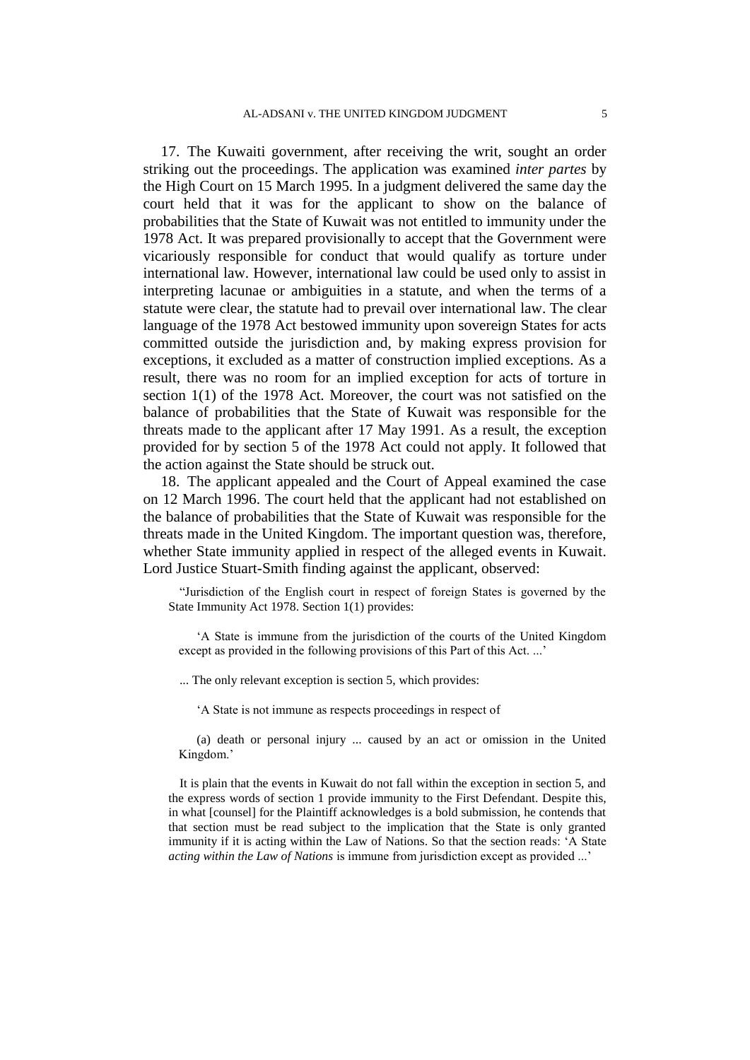17. The Kuwaiti government, after receiving the writ, sought an order striking out the proceedings. The application was examined *inter partes* by the High Court on 15 March 1995. In a judgment delivered the same day the court held that it was for the applicant to show on the balance of probabilities that the State of Kuwait was not entitled to immunity under the 1978 Act. It was prepared provisionally to accept that the Government were vicariously responsible for conduct that would qualify as torture under international law. However, international law could be used only to assist in interpreting lacunae or ambiguities in a statute, and when the terms of a statute were clear, the statute had to prevail over international law. The clear language of the 1978 Act bestowed immunity upon sovereign States for acts committed outside the jurisdiction and, by making express provision for exceptions, it excluded as a matter of construction implied exceptions. As a result, there was no room for an implied exception for acts of torture in section 1(1) of the 1978 Act. Moreover, the court was not satisfied on the balance of probabilities that the State of Kuwait was responsible for the threats made to the applicant after 17 May 1991. As a result, the exception provided for by section 5 of the 1978 Act could not apply. It followed that the action against the State should be struck out.

18. The applicant appealed and the Court of Appeal examined the case on 12 March 1996. The court held that the applicant had not established on the balance of probabilities that the State of Kuwait was responsible for the threats made in the United Kingdom. The important question was, therefore, whether State immunity applied in respect of the alleged events in Kuwait. Lord Justice Stuart-Smith finding against the applicant, observed:

> "Jurisdiction of the English court in respect of foreign States is governed by the State Immunity Act 1978. Section 1(1) provides:
>
> > 'A State is immune from the jurisdiction of the courts of the United Kingdom except as provided in the following provisions of this Part of this Act. ...'
>
> ... The only relevant exception is section 5, which provides:
>
> > 'A State is not immune as respects proceedings in respect of
> >
> > (a) death or personal injury ... caused by an act or omission in the United Kingdom.'
>
> It is plain that the events in Kuwait do not fall within the exception in section 5, and the express words of section 1 provide immunity to the First Defendant. Despite this, in what [counsel] for the Plaintiff acknowledges is a bold submission, he contends that that section must be read subject to the implication that the State is only granted immunity if it is acting within the Law of Nations. So that the section reads: 'A State *acting within the Law of Nations* is immune from jurisdiction except as provided ...'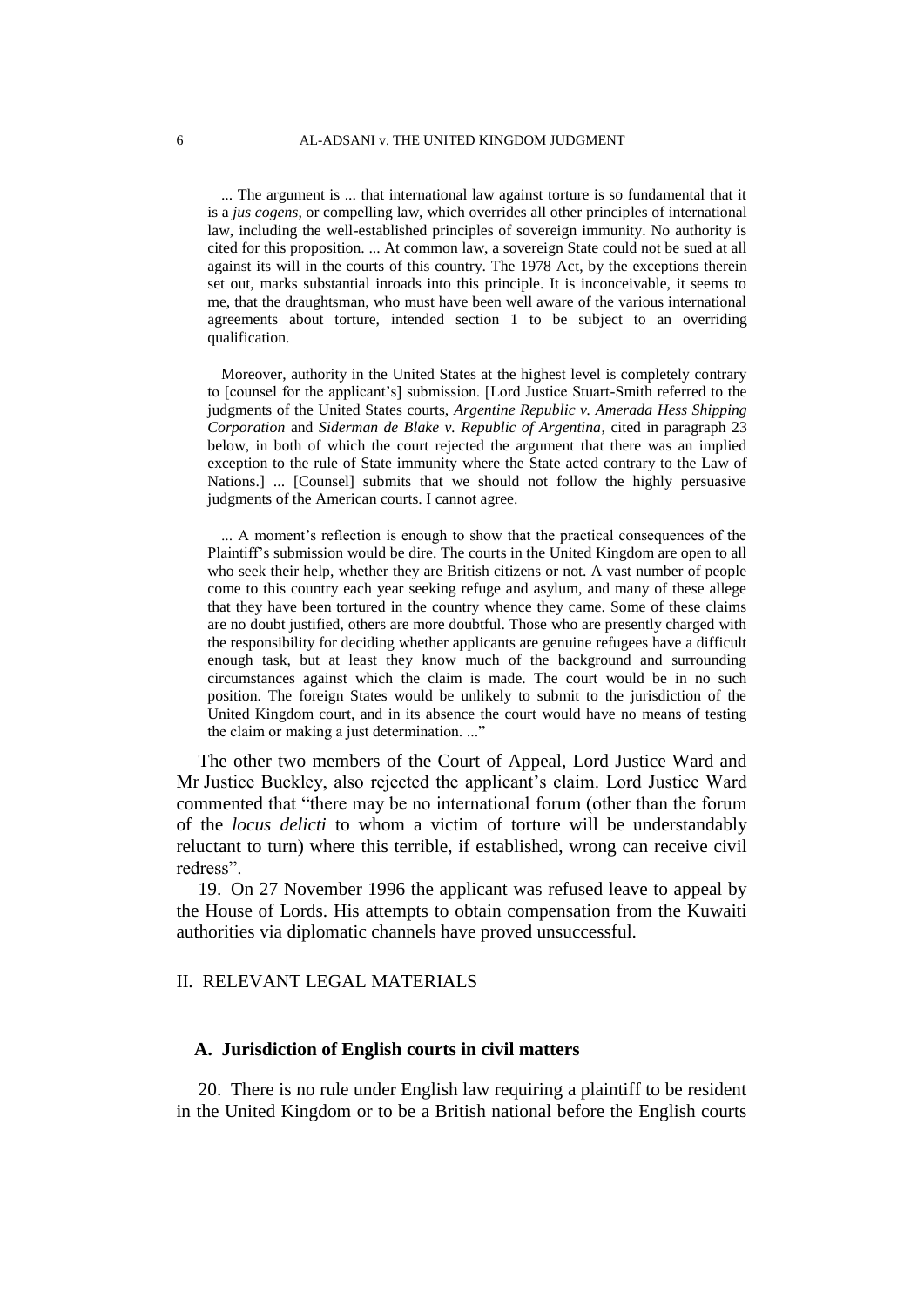... The argument is ... that international law against torture is so fundamental that it is a *jus cogens*, or compelling law, which overrides all other principles of international law, including the well-established principles of sovereign immunity. No authority is cited for this proposition. ... At common law, a sovereign State could not be sued at all against its will in the courts of this country. The 1978 Act, by the exceptions therein set out, marks substantial inroads into this principle. It is inconceivable, it seems to me, that the draughtsman, who must have been well aware of the various international agreements about torture, intended section 1 to be subject to an overriding qualification.

Moreover, authority in the United States at the highest level is completely contrary to [counsel for the applicant's] submission. [Lord Justice Stuart-Smith referred to the judgments of the United States courts, *Argentine Republic v. Amerada Hess Shipping Corporation* and *Siderman de Blake v. Republic of Argentina*, cited in paragraph 23 below, in both of which the court rejected the argument that there was an implied exception to the rule of State immunity where the State acted contrary to the Law of Nations.] ... [Counsel] submits that we should not follow the highly persuasive judgments of the American courts. I cannot agree.

... A moment's reflection is enough to show that the practical consequences of the Plaintiff's submission would be dire. The courts in the United Kingdom are open to all who seek their help, whether they are British citizens or not. A vast number of people come to this country each year seeking refuge and asylum, and many of these allege that they have been tortured in the country whence they came. Some of these claims are no doubt justified, others are more doubtful. Those who are presently charged with the responsibility for deciding whether applicants are genuine refugees have a difficult enough task, but at least they know much of the background and surrounding circumstances against which the claim is made. The court would be in no such position. The foreign States would be unlikely to submit to the jurisdiction of the United Kingdom court, and in its absence the court would have no means of testing the claim or making a just determination. ..."

The other two members of the Court of Appeal, Lord Justice Ward and Mr Justice Buckley, also rejected the applicant's claim. Lord Justice Ward commented that "there may be no international forum (other than the forum of the *locus delicti* to whom a victim of torture will be understandably reluctant to turn) where this terrible, if established, wrong can receive civil redress".

19. On 27 November 1996 the applicant was refused leave to appeal by the House of Lords. His attempts to obtain compensation from the Kuwaiti authorities via diplomatic channels have proved unsuccessful.

## II. RELEVANT LEGAL MATERIALS

### A. Jurisdiction of English courts in civil matters

20. There is no rule under English law requiring a plaintiff to be resident in the United Kingdom or to be a British national before the English courts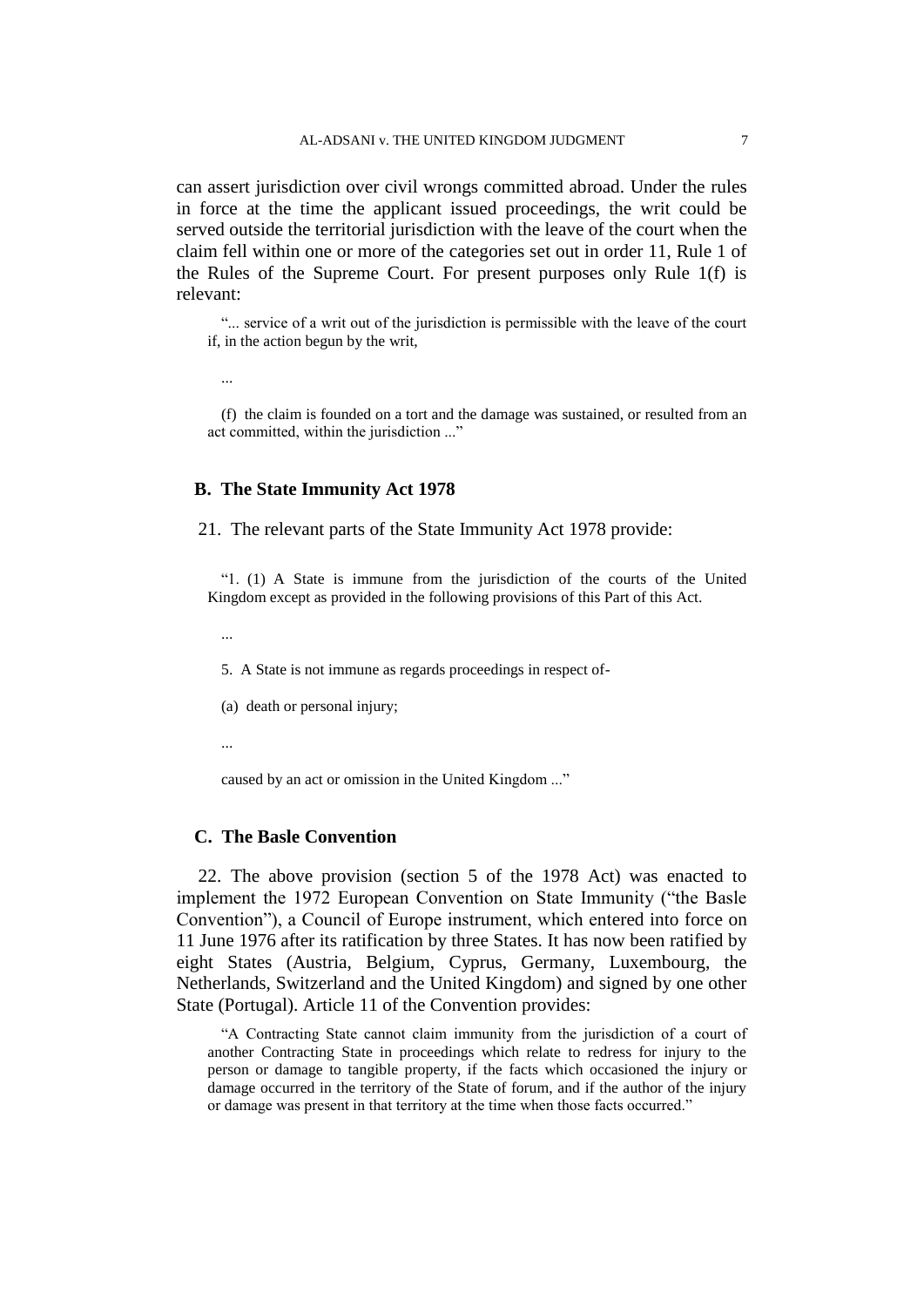can assert jurisdiction over civil wrongs committed abroad. Under the rules in force at the time the applicant issued proceedings, the writ could be served outside the territorial jurisdiction with the leave of the court when the claim fell within one or more of the categories set out in order 11, Rule 1 of the Rules of the Supreme Court. For present purposes only Rule 1(f) is relevant:

> "... service of a writ out of the jurisdiction is permissible with the leave of the court if, in the action begun by the writ,
>
> ...
>
> (f) the claim is founded on a tort and the damage was sustained, or resulted from an act committed, within the jurisdiction ..."

### B. The State Immunity Act 1978

21. The relevant parts of the State Immunity Act 1978 provide:

> "1. (1) A State is immune from the jurisdiction of the courts of the United Kingdom except as provided in the following provisions of this Part of this Act.
>
> ...
>
> 5. A State is not immune as regards proceedings in respect of-
>
> (a) death or personal injury;
>
> ...
>
> caused by an act or omission in the United Kingdom ..."

### C. The Basle Convention

22. The above provision (section 5 of the 1978 Act) was enacted to implement the 1972 European Convention on State Immunity ("the Basle Convention"), a Council of Europe instrument, which entered into force on 11 June 1976 after its ratification by three States. It has now been ratified by eight States (Austria, Belgium, Cyprus, Germany, Luxembourg, the Netherlands, Switzerland and the United Kingdom) and signed by one other State (Portugal). Article 11 of the Convention provides:

> "A Contracting State cannot claim immunity from the jurisdiction of a court of another Contracting State in proceedings which relate to redress for injury to the person or damage to tangible property, if the facts which occasioned the injury or damage occurred in the territory of the State of forum, and if the author of the injury or damage was present in that territory at the time when those facts occurred."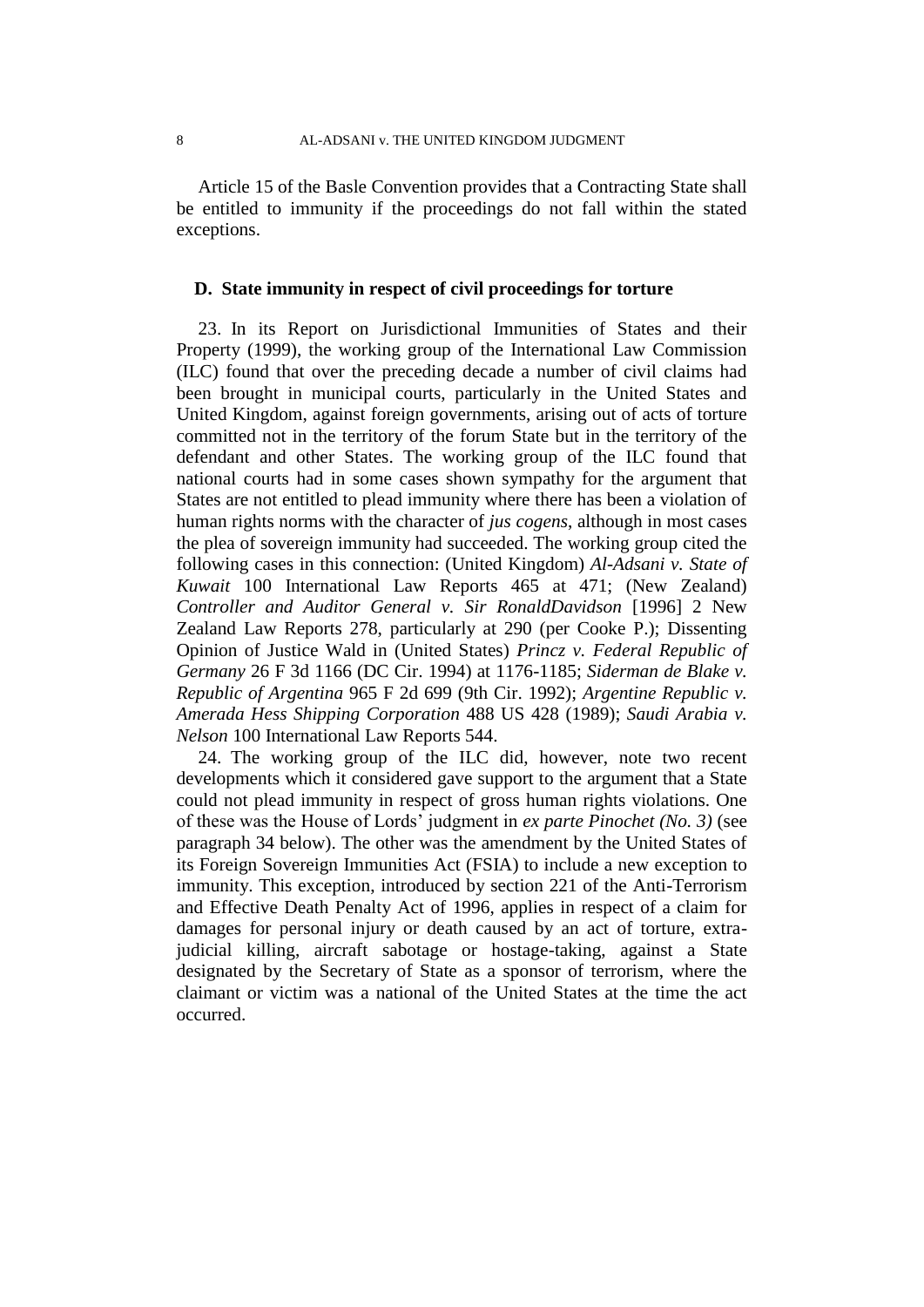Article 15 of the Basle Convention provides that a Contracting State shall be entitled to immunity if the proceedings do not fall within the stated exceptions.

### D. State immunity in respect of civil proceedings for torture

23. In its Report on Jurisdictional Immunities of States and their Property (1999), the working group of the International Law Commission (ILC) found that over the preceding decade a number of civil claims had been brought in municipal courts, particularly in the United States and United Kingdom, against foreign governments, arising out of acts of torture committed not in the territory of the forum State but in the territory of the defendant and other States. The working group of the ILC found that national courts had in some cases shown sympathy for the argument that States are not entitled to plead immunity where there has been a violation of human rights norms with the character of *jus cogens*, although in most cases the plea of sovereign immunity had succeeded. The working group cited the following cases in this connection: (United Kingdom) *Al-Adsani v. State of Kuwait* 100 International Law Reports 465 at 471; (New Zealand) *Controller and Auditor General v. Sir RonaldDavidson* [1996] 2 New Zealand Law Reports 278, particularly at 290 (per Cooke P.); Dissenting Opinion of Justice Wald in (United States) *Princz v. Federal Republic of Germany* 26 F 3d 1166 (DC Cir. 1994) at 1176-1185; *Siderman de Blake v. Republic of Argentina* 965 F 2d 699 (9th Cir. 1992); *Argentine Republic v. Amerada Hess Shipping Corporation* 488 US 428 (1989); *Saudi Arabia v. Nelson* 100 International Law Reports 544.

24. The working group of the ILC did, however, note two recent developments which it considered gave support to the argument that a State could not plead immunity in respect of gross human rights violations. One of these was the House of Lords' judgment in *ex parte Pinochet (No. 3)* (see paragraph 34 below). The other was the amendment by the United States of its Foreign Sovereign Immunities Act (FSIA) to include a new exception to immunity. This exception, introduced by section 221 of the Anti-Terrorism and Effective Death Penalty Act of 1996, applies in respect of a claim for damages for personal injury or death caused by an act of torture, extra-judicial killing, aircraft sabotage or hostage-taking, against a State designated by the Secretary of State as a sponsor of terrorism, where the claimant or victim was a national of the United States at the time the act occurred.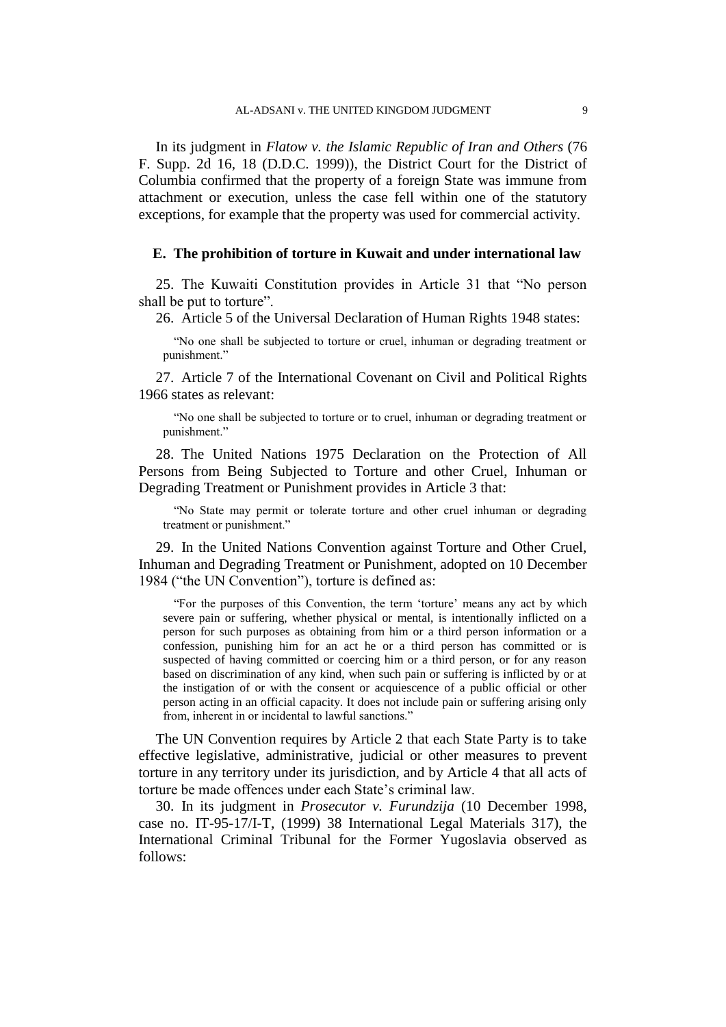In its judgment in *Flatow v. the Islamic Republic of Iran and Others* (76 F. Supp. 2d 16, 18 (D.D.C. 1999)), the District Court for the District of Columbia confirmed that the property of a foreign State was immune from attachment or execution, unless the case fell within one of the statutory exceptions, for example that the property was used for commercial activity.

### E. The prohibition of torture in Kuwait and under international law

25. The Kuwaiti Constitution provides in Article 31 that "No person shall be put to torture".

26. Article 5 of the Universal Declaration of Human Rights 1948 states:

> "No one shall be subjected to torture or cruel, inhuman or degrading treatment or punishment."

27. Article 7 of the International Covenant on Civil and Political Rights 1966 states as relevant:

> "No one shall be subjected to torture or to cruel, inhuman or degrading treatment or punishment."

28. The United Nations 1975 Declaration on the Protection of All Persons from Being Subjected to Torture and other Cruel, Inhuman or Degrading Treatment or Punishment provides in Article 3 that:

> "No State may permit or tolerate torture and other cruel inhuman or degrading treatment or punishment."

29. In the United Nations Convention against Torture and Other Cruel, Inhuman and Degrading Treatment or Punishment, adopted on 10 December 1984 ("the UN Convention"), torture is defined as:

> "For the purposes of this Convention, the term 'torture' means any act by which severe pain or suffering, whether physical or mental, is intentionally inflicted on a person for such purposes as obtaining from him or a third person information or a confession, punishing him for an act he or a third person has committed or is suspected of having committed or coercing him or a third person, or for any reason based on discrimination of any kind, when such pain or suffering is inflicted by or at the instigation of or with the consent or acquiescence of a public official or other person acting in an official capacity. It does not include pain or suffering arising only from, inherent in or incidental to lawful sanctions."

The UN Convention requires by Article 2 that each State Party is to take effective legislative, administrative, judicial or other measures to prevent torture in any territory under its jurisdiction, and by Article 4 that all acts of torture be made offences under each State's criminal law.

30. In its judgment in *Prosecutor v. Furundzija* (10 December 1998, case no. IT-95-17/I-T, (1999) 38 International Legal Materials 317), the International Criminal Tribunal for the Former Yugoslavia observed as follows: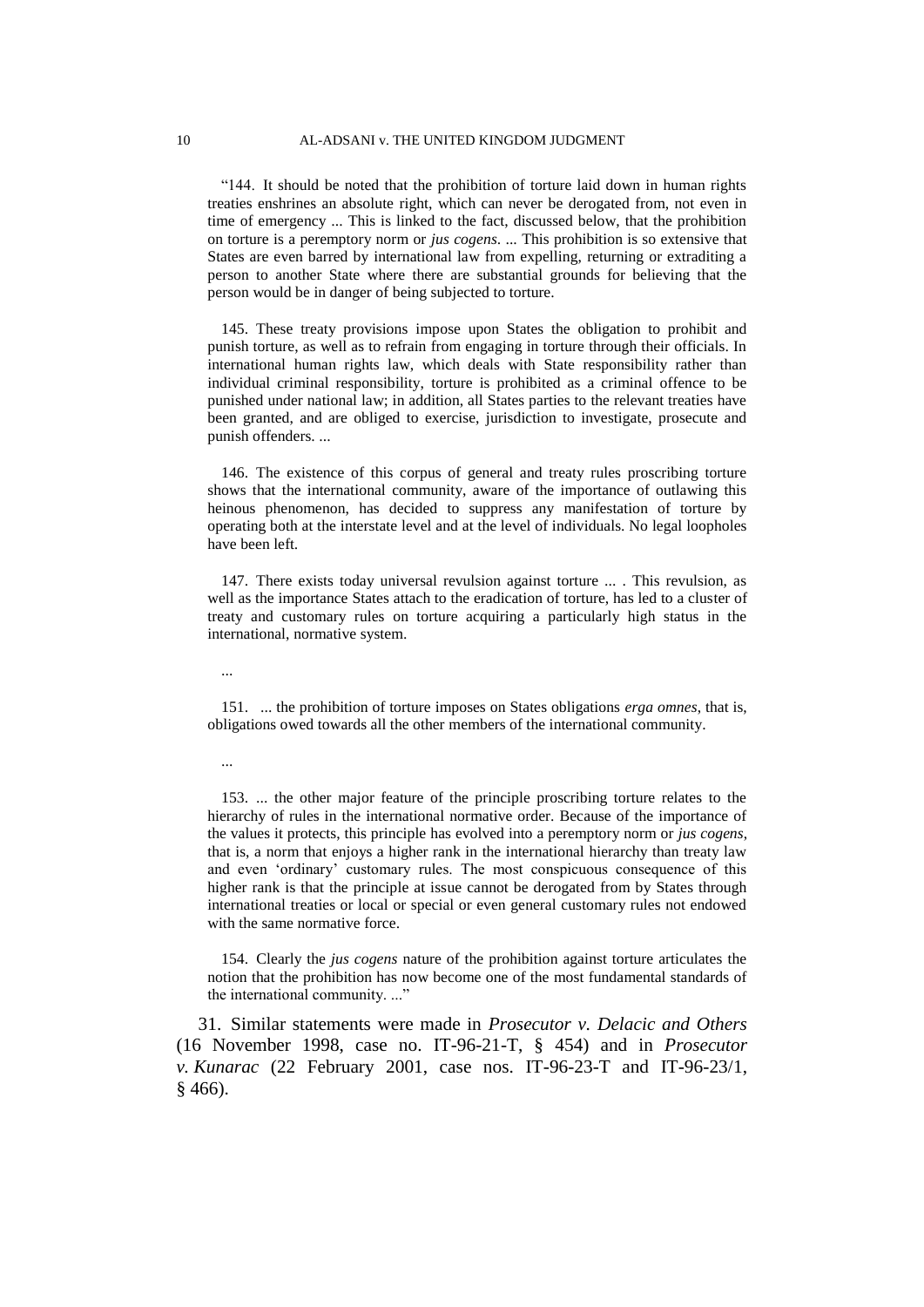"144. It should be noted that the prohibition of torture laid down in human rights treaties enshrines an absolute right, which can never be derogated from, not even in time of emergency ... This is linked to the fact, discussed below, that the prohibition on torture is a peremptory norm or *jus cogens*. ... This prohibition is so extensive that States are even barred by international law from expelling, returning or extraditing a person to another State where there are substantial grounds for believing that the person would be in danger of being subjected to torture.

145. These treaty provisions impose upon States the obligation to prohibit and punish torture, as well as to refrain from engaging in torture through their officials. In international human rights law, which deals with State responsibility rather than individual criminal responsibility, torture is prohibited as a criminal offence to be punished under national law; in addition, all States parties to the relevant treaties have been granted, and are obliged to exercise, jurisdiction to investigate, prosecute and punish offenders. ...

146. The existence of this corpus of general and treaty rules proscribing torture shows that the international community, aware of the importance of outlawing this heinous phenomenon, has decided to suppress any manifestation of torture by operating both at the interstate level and at the level of individuals. No legal loopholes have been left.

147. There exists today universal revulsion against torture ... . This revulsion, as well as the importance States attach to the eradication of torture, has led to a cluster of treaty and customary rules on torture acquiring a particularly high status in the international, normative system.

...

151. ... the prohibition of torture imposes on States obligations *erga omnes*, that is, obligations owed towards all the other members of the international community.

...

153. ... the other major feature of the principle proscribing torture relates to the hierarchy of rules in the international normative order. Because of the importance of the values it protects, this principle has evolved into a peremptory norm or *jus cogens*, that is, a norm that enjoys a higher rank in the international hierarchy than treaty law and even 'ordinary' customary rules. The most conspicuous consequence of this higher rank is that the principle at issue cannot be derogated from by States through international treaties or local or special or even general customary rules not endowed with the same normative force.

154. Clearly the *jus cogens* nature of the prohibition against torture articulates the notion that the prohibition has now become one of the most fundamental standards of the international community. ..."

31. Similar statements were made in *Prosecutor v. Delacic and Others* (16 November 1998, case no. IT-96-21-T, § 454) and in *Prosecutor v. Kunarac* (22 February 2001, case nos. IT-96-23-T and IT-96-23/1, § 466).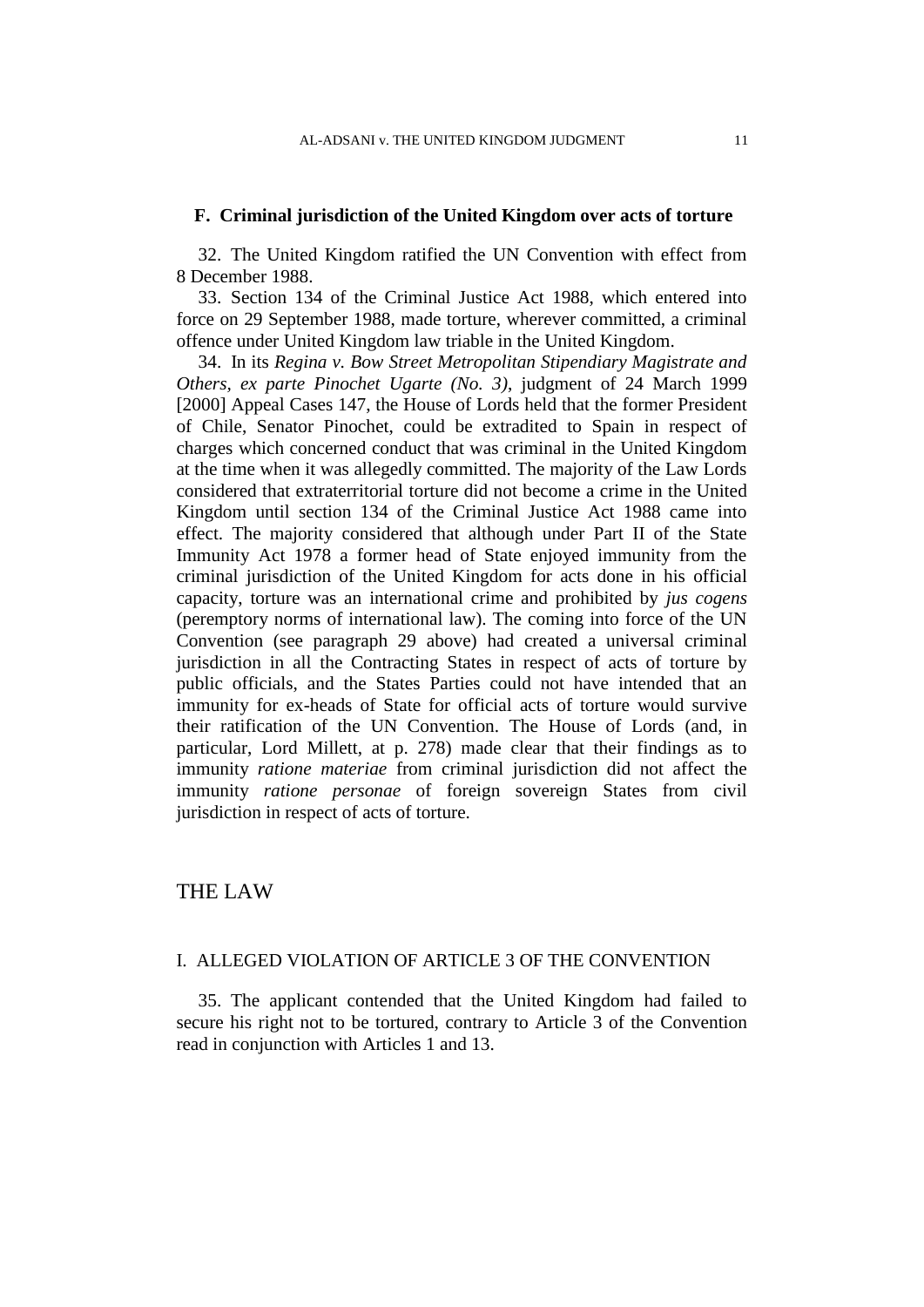### F. Criminal jurisdiction of the United Kingdom over acts of torture

32. The United Kingdom ratified the UN Convention with effect from 8 December 1988.

33. Section 134 of the Criminal Justice Act 1988, which entered into force on 29 September 1988, made torture, wherever committed, a criminal offence under United Kingdom law triable in the United Kingdom.

34. In its *Regina v. Bow Street Metropolitan Stipendiary Magistrate and Others, ex parte Pinochet Ugarte (No. 3)*, judgment of 24 March 1999 [2000] Appeal Cases 147, the House of Lords held that the former President of Chile, Senator Pinochet, could be extradited to Spain in respect of charges which concerned conduct that was criminal in the United Kingdom at the time when it was allegedly committed. The majority of the Law Lords considered that extraterritorial torture did not become a crime in the United Kingdom until section 134 of the Criminal Justice Act 1988 came into effect. The majority considered that although under Part II of the State Immunity Act 1978 a former head of State enjoyed immunity from the criminal jurisdiction of the United Kingdom for acts done in his official capacity, torture was an international crime and prohibited by *jus cogens* (peremptory norms of international law). The coming into force of the UN Convention (see paragraph 29 above) had created a universal criminal jurisdiction in all the Contracting States in respect of acts of torture by public officials, and the States Parties could not have intended that an immunity for ex-heads of State for official acts of torture would survive their ratification of the UN Convention. The House of Lords (and, in particular, Lord Millett, at p. 278) made clear that their findings as to immunity *ratione materiae* from criminal jurisdiction did not affect the immunity *ratione personae* of foreign sovereign States from civil jurisdiction in respect of acts of torture.

## THE LAW

### I. ALLEGED VIOLATION OF ARTICLE 3 OF THE CONVENTION

35. The applicant contended that the United Kingdom had failed to secure his right not to be tortured, contrary to Article 3 of the Convention read in conjunction with Articles 1 and 13.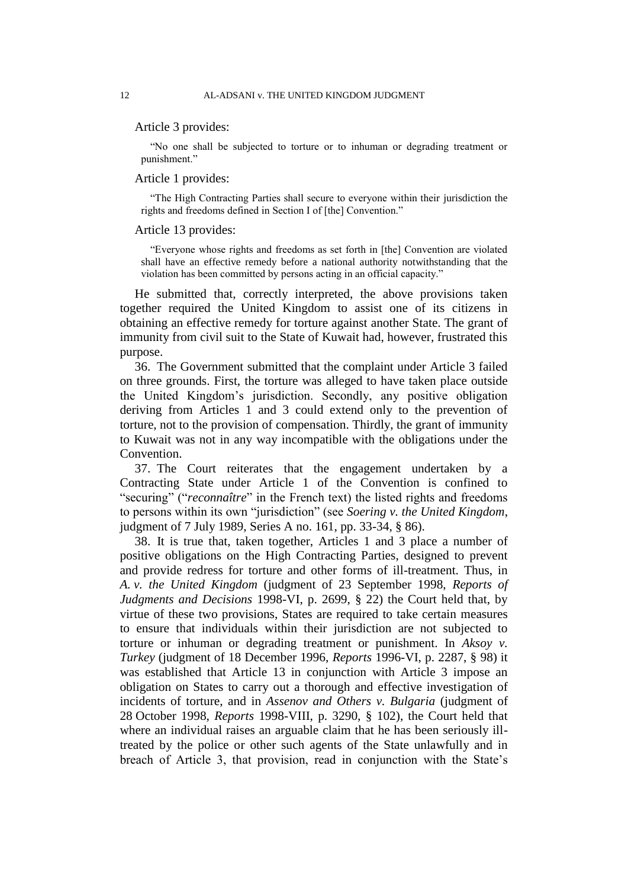Article 3 provides:

> "No one shall be subjected to torture or to inhuman or degrading treatment or punishment."

Article 1 provides:

> "The High Contracting Parties shall secure to everyone within their jurisdiction the rights and freedoms defined in Section I of [the] Convention."

Article 13 provides:

> "Everyone whose rights and freedoms as set forth in [the] Convention are violated shall have an effective remedy before a national authority notwithstanding that the violation has been committed by persons acting in an official capacity."

He submitted that, correctly interpreted, the above provisions taken together required the United Kingdom to assist one of its citizens in obtaining an effective remedy for torture against another State. The grant of immunity from civil suit to the State of Kuwait had, however, frustrated this purpose.

36. The Government submitted that the complaint under Article 3 failed on three grounds. First, the torture was alleged to have taken place outside the United Kingdom's jurisdiction. Secondly, any positive obligation deriving from Articles 1 and 3 could extend only to the prevention of torture, not to the provision of compensation. Thirdly, the grant of immunity to Kuwait was not in any way incompatible with the obligations under the Convention.

37. The Court reiterates that the engagement undertaken by a Contracting State under Article 1 of the Convention is confined to "securing" ("*reconnaître*" in the French text) the listed rights and freedoms to persons within its own "jurisdiction" (see *Soering v. the United Kingdom*, judgment of 7 July 1989, Series A no. 161, pp. 33-34, § 86).

38. It is true that, taken together, Articles 1 and 3 place a number of positive obligations on the High Contracting Parties, designed to prevent and provide redress for torture and other forms of ill-treatment. Thus, in *A. v. the United Kingdom* (judgment of 23 September 1998, *Reports of Judgments and Decisions* 1998-VI, p. 2699, § 22) the Court held that, by virtue of these two provisions, States are required to take certain measures to ensure that individuals within their jurisdiction are not subjected to torture or inhuman or degrading treatment or punishment. In *Aksoy v. Turkey* (judgment of 18 December 1996, *Reports* 1996-VI, p. 2287, § 98) it was established that Article 13 in conjunction with Article 3 impose an obligation on States to carry out a thorough and effective investigation of incidents of torture, and in *Assenov and Others v. Bulgaria* (judgment of 28 October 1998, *Reports* 1998-VIII, p. 3290, § 102), the Court held that where an individual raises an arguable claim that he has been seriously ill-treated by the police or other such agents of the State unlawfully and in breach of Article 3, that provision, read in conjunction with the State's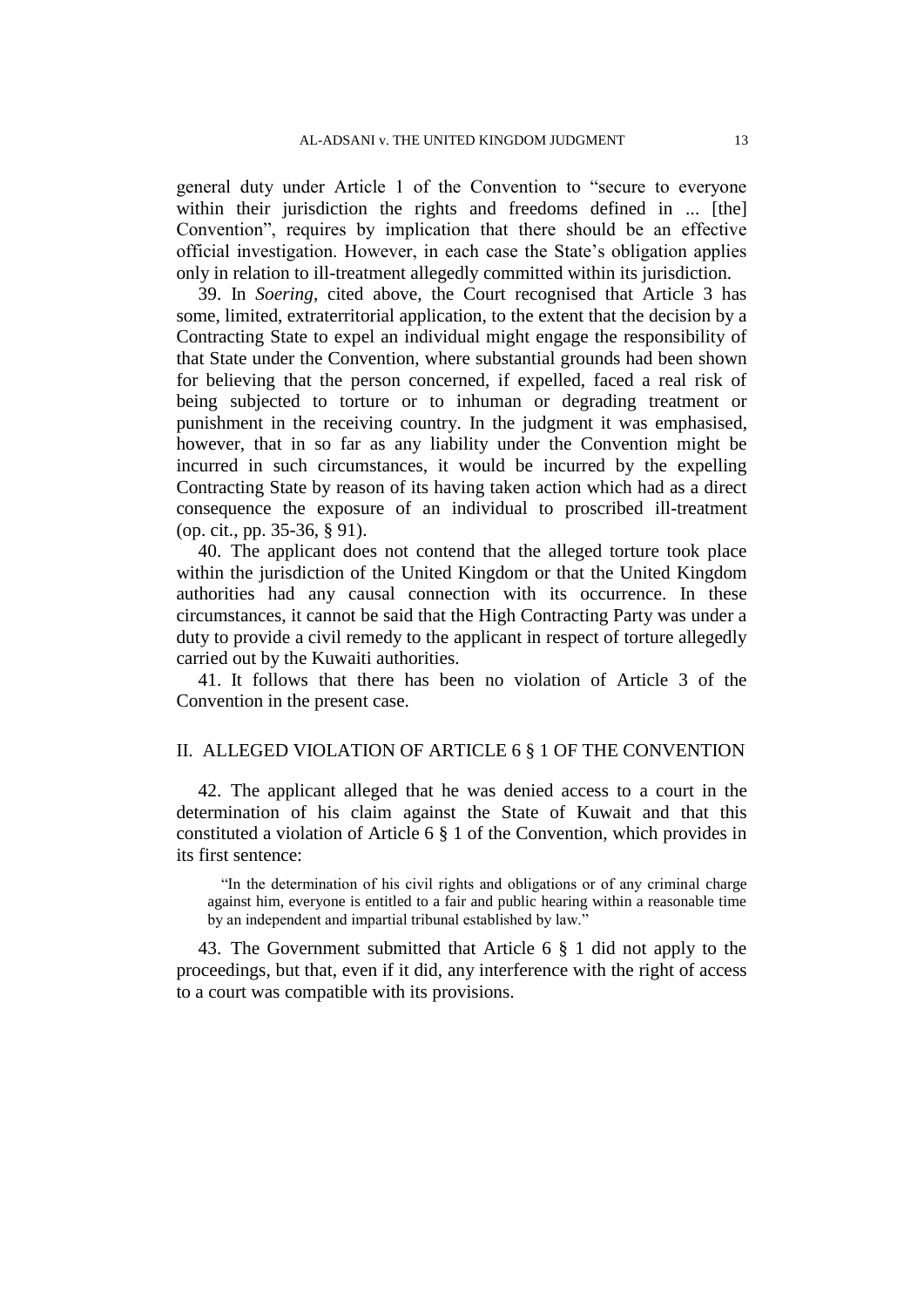general duty under Article 1 of the Convention to "secure to everyone within their jurisdiction the rights and freedoms defined in ... [the] Convention", requires by implication that there should be an effective official investigation. However, in each case the State's obligation applies only in relation to ill-treatment allegedly committed within its jurisdiction.

39. In *Soering*, cited above, the Court recognised that Article 3 has some, limited, extraterritorial application, to the extent that the decision by a Contracting State to expel an individual might engage the responsibility of that State under the Convention, where substantial grounds had been shown for believing that the person concerned, if expelled, faced a real risk of being subjected to torture or to inhuman or degrading treatment or punishment in the receiving country. In the judgment it was emphasised, however, that in so far as any liability under the Convention might be incurred in such circumstances, it would be incurred by the expelling Contracting State by reason of its having taken action which had as a direct consequence the exposure of an individual to proscribed ill-treatment (op. cit., pp. 35-36, § 91).

40. The applicant does not contend that the alleged torture took place within the jurisdiction of the United Kingdom or that the United Kingdom authorities had any causal connection with its occurrence. In these circumstances, it cannot be said that the High Contracting Party was under a duty to provide a civil remedy to the applicant in respect of torture allegedly carried out by the Kuwaiti authorities.

41. It follows that there has been no violation of Article 3 of the Convention in the present case.

## II. ALLEGED VIOLATION OF ARTICLE 6 § 1 OF THE CONVENTION

42. The applicant alleged that he was denied access to a court in the determination of his claim against the State of Kuwait and that this constituted a violation of Article 6 § 1 of the Convention, which provides in its first sentence:

> "In the determination of his civil rights and obligations or of any criminal charge against him, everyone is entitled to a fair and public hearing within a reasonable time by an independent and impartial tribunal established by law."

43. The Government submitted that Article 6 § 1 did not apply to the proceedings, but that, even if it did, any interference with the right of access to a court was compatible with its provisions.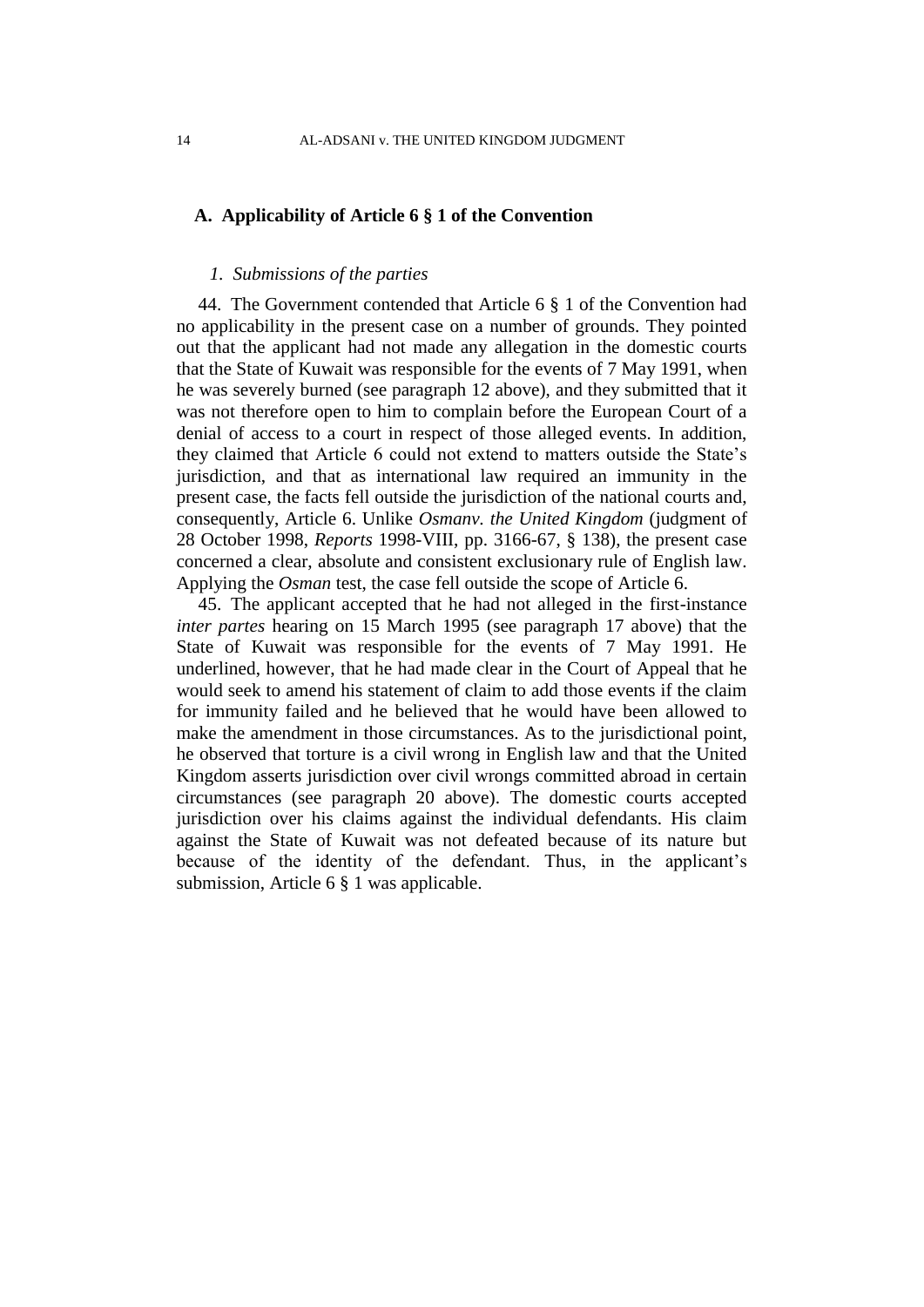## A. Applicability of Article 6 § 1 of the Convention

### *1. Submissions of the parties*

44. The Government contended that Article 6 § 1 of the Convention had no applicability in the present case on a number of grounds. They pointed out that the applicant had not made any allegation in the domestic courts that the State of Kuwait was responsible for the events of 7 May 1991, when he was severely burned (see paragraph 12 above), and they submitted that it was not therefore open to him to complain before the European Court of a denial of access to a court in respect of those alleged events. In addition, they claimed that Article 6 could not extend to matters outside the State's jurisdiction, and that as international law required an immunity in the present case, the facts fell outside the jurisdiction of the national courts and, consequently, Article 6. Unlike *Osmanv. the United Kingdom* (judgment of 28 October 1998, *Reports* 1998-VIII, pp. 3166-67, § 138), the present case concerned a clear, absolute and consistent exclusionary rule of English law. Applying the *Osman* test, the case fell outside the scope of Article 6.

45. The applicant accepted that he had not alleged in the first-instance *inter partes* hearing on 15 March 1995 (see paragraph 17 above) that the State of Kuwait was responsible for the events of 7 May 1991. He underlined, however, that he had made clear in the Court of Appeal that he would seek to amend his statement of claim to add those events if the claim for immunity failed and he believed that he would have been allowed to make the amendment in those circumstances. As to the jurisdictional point, he observed that torture is a civil wrong in English law and that the United Kingdom asserts jurisdiction over civil wrongs committed abroad in certain circumstances (see paragraph 20 above). The domestic courts accepted jurisdiction over his claims against the individual defendants. His claim against the State of Kuwait was not defeated because of its nature but because of the identity of the defendant. Thus, in the applicant's submission, Article 6 § 1 was applicable.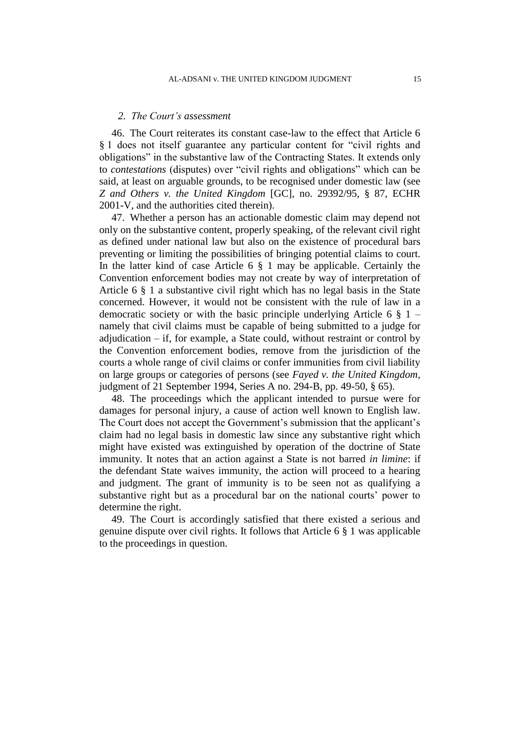### *2. The Court's assessment*

46. The Court reiterates its constant case-law to the effect that Article 6 § 1 does not itself guarantee any particular content for "civil rights and obligations" in the substantive law of the Contracting States. It extends only to *contestations* (disputes) over "civil rights and obligations" which can be said, at least on arguable grounds, to be recognised under domestic law (see *Z and Others v. the United Kingdom* [GC], no. 29392/95, § 87, ECHR 2001-V, and the authorities cited therein).

47. Whether a person has an actionable domestic claim may depend not only on the substantive content, properly speaking, of the relevant civil right as defined under national law but also on the existence of procedural bars preventing or limiting the possibilities of bringing potential claims to court. In the latter kind of case Article 6 § 1 may be applicable. Certainly the Convention enforcement bodies may not create by way of interpretation of Article 6 § 1 a substantive civil right which has no legal basis in the State concerned. However, it would not be consistent with the rule of law in a democratic society or with the basic principle underlying Article 6 § 1 – namely that civil claims must be capable of being submitted to a judge for adjudication – if, for example, a State could, without restraint or control by the Convention enforcement bodies, remove from the jurisdiction of the courts a whole range of civil claims or confer immunities from civil liability on large groups or categories of persons (see *Fayed v. the United Kingdom*, judgment of 21 September 1994, Series A no. 294-B, pp. 49-50, § 65).

48. The proceedings which the applicant intended to pursue were for damages for personal injury, a cause of action well known to English law. The Court does not accept the Government's submission that the applicant's claim had no legal basis in domestic law since any substantive right which might have existed was extinguished by operation of the doctrine of State immunity. It notes that an action against a State is not barred *in limine*: if the defendant State waives immunity, the action will proceed to a hearing and judgment. The grant of immunity is to be seen not as qualifying a substantive right but as a procedural bar on the national courts' power to determine the right.

49. The Court is accordingly satisfied that there existed a serious and genuine dispute over civil rights. It follows that Article 6 § 1 was applicable to the proceedings in question.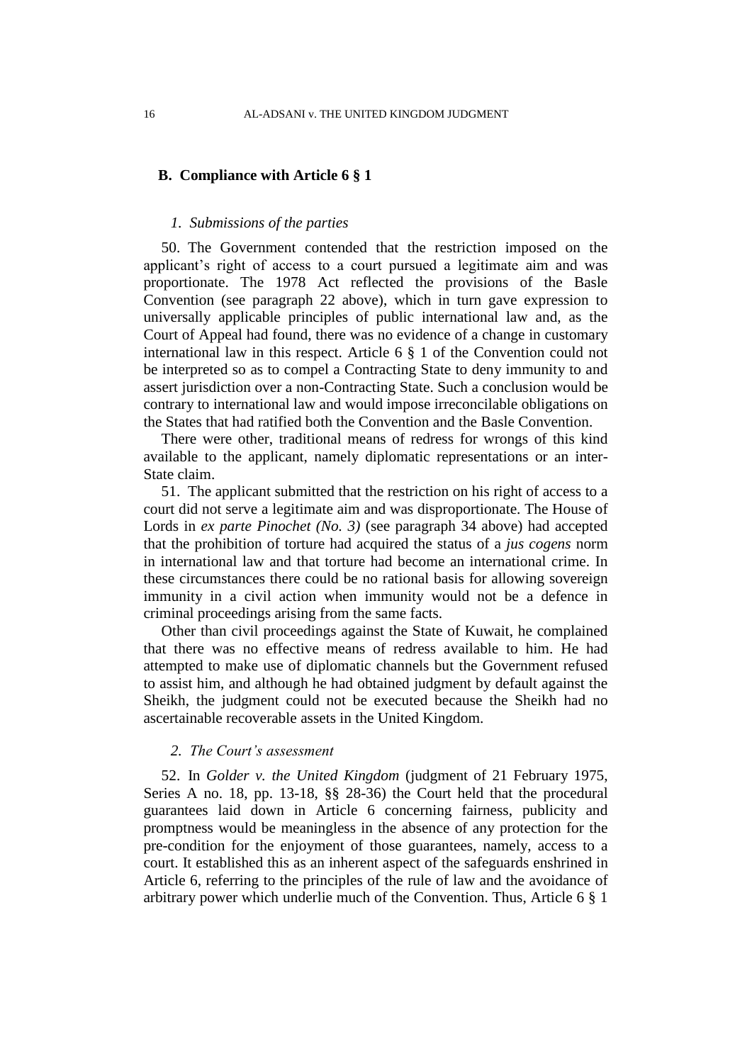## B. Compliance with Article 6 § 1

### *1. Submissions of the parties*

50. The Government contended that the restriction imposed on the applicant's right of access to a court pursued a legitimate aim and was proportionate. The 1978 Act reflected the provisions of the Basle Convention (see paragraph 22 above), which in turn gave expression to universally applicable principles of public international law and, as the Court of Appeal had found, there was no evidence of a change in customary international law in this respect. Article 6 § 1 of the Convention could not be interpreted so as to compel a Contracting State to deny immunity to and assert jurisdiction over a non-Contracting State. Such a conclusion would be contrary to international law and would impose irreconcilable obligations on the States that had ratified both the Convention and the Basle Convention.

There were other, traditional means of redress for wrongs of this kind available to the applicant, namely diplomatic representations or an inter-State claim.

51. The applicant submitted that the restriction on his right of access to a court did not serve a legitimate aim and was disproportionate. The House of Lords in *ex parte Pinochet (No. 3)* (see paragraph 34 above) had accepted that the prohibition of torture had acquired the status of a *jus cogens* norm in international law and that torture had become an international crime. In these circumstances there could be no rational basis for allowing sovereign immunity in a civil action when immunity would not be a defence in criminal proceedings arising from the same facts.

Other than civil proceedings against the State of Kuwait, he complained that there was no effective means of redress available to him. He had attempted to make use of diplomatic channels but the Government refused to assist him, and although he had obtained judgment by default against the Sheikh, the judgment could not be executed because the Sheikh had no ascertainable recoverable assets in the United Kingdom.

### *2. The Court's assessment*

52. In *Golder v. the United Kingdom* (judgment of 21 February 1975, Series A no. 18, pp. 13-18, §§ 28-36) the Court held that the procedural guarantees laid down in Article 6 concerning fairness, publicity and promptness would be meaningless in the absence of any protection for the pre-condition for the enjoyment of those guarantees, namely, access to a court. It established this as an inherent aspect of the safeguards enshrined in Article 6, referring to the principles of the rule of law and the avoidance of arbitrary power which underlie much of the Convention. Thus, Article 6 § 1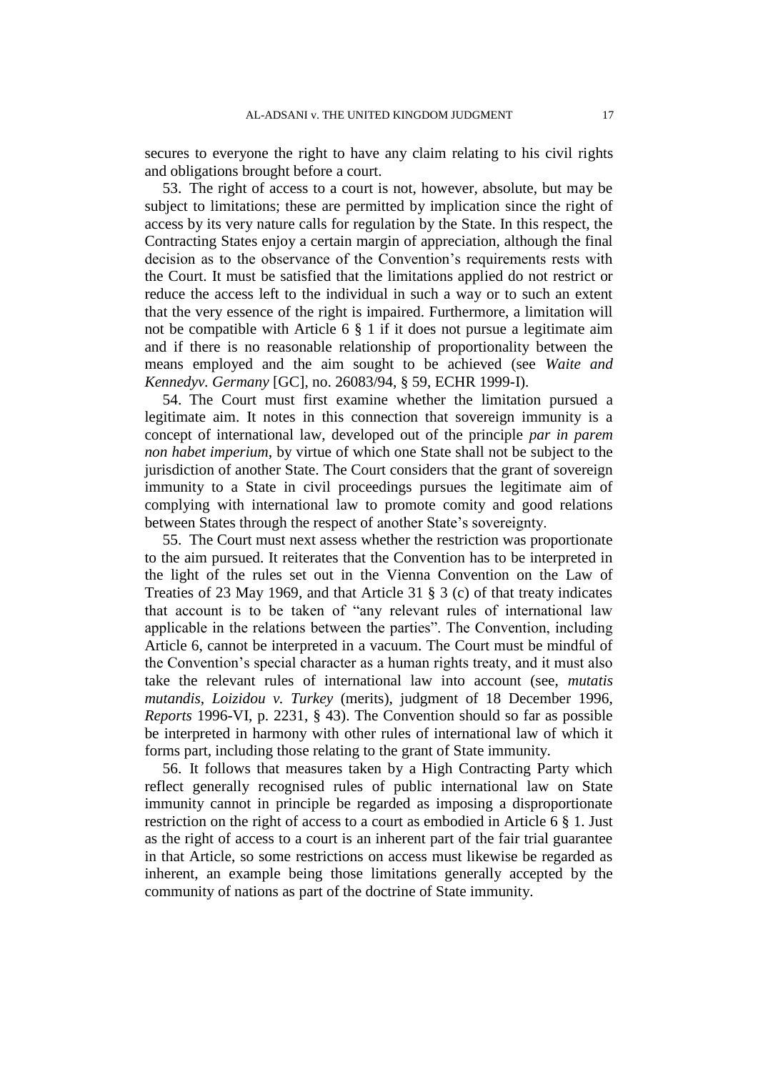secures to everyone the right to have any claim relating to his civil rights and obligations brought before a court.

53. The right of access to a court is not, however, absolute, but may be subject to limitations; these are permitted by implication since the right of access by its very nature calls for regulation by the State. In this respect, the Contracting States enjoy a certain margin of appreciation, although the final decision as to the observance of the Convention's requirements rests with the Court. It must be satisfied that the limitations applied do not restrict or reduce the access left to the individual in such a way or to such an extent that the very essence of the right is impaired. Furthermore, a limitation will not be compatible with Article 6 § 1 if it does not pursue a legitimate aim and if there is no reasonable relationship of proportionality between the means employed and the aim sought to be achieved (see *Waite and Kennedyv. Germany* [GC], no. 26083/94, § 59, ECHR 1999-I).

54. The Court must first examine whether the limitation pursued a legitimate aim. It notes in this connection that sovereign immunity is a concept of international law, developed out of the principle *par in parem non habet imperium*, by virtue of which one State shall not be subject to the jurisdiction of another State. The Court considers that the grant of sovereign immunity to a State in civil proceedings pursues the legitimate aim of complying with international law to promote comity and good relations between States through the respect of another State's sovereignty.

55. The Court must next assess whether the restriction was proportionate to the aim pursued. It reiterates that the Convention has to be interpreted in the light of the rules set out in the Vienna Convention on the Law of Treaties of 23 May 1969, and that Article 31 § 3 (c) of that treaty indicates that account is to be taken of "any relevant rules of international law applicable in the relations between the parties". The Convention, including Article 6, cannot be interpreted in a vacuum. The Court must be mindful of the Convention's special character as a human rights treaty, and it must also take the relevant rules of international law into account (see, *mutatis mutandis*, *Loizidou v. Turkey* (merits), judgment of 18 December 1996, *Reports* 1996-VI, p. 2231, § 43). The Convention should so far as possible be interpreted in harmony with other rules of international law of which it forms part, including those relating to the grant of State immunity.

56. It follows that measures taken by a High Contracting Party which reflect generally recognised rules of public international law on State immunity cannot in principle be regarded as imposing a disproportionate restriction on the right of access to a court as embodied in Article 6 § 1. Just as the right of access to a court is an inherent part of the fair trial guarantee in that Article, so some restrictions on access must likewise be regarded as inherent, an example being those limitations generally accepted by the community of nations as part of the doctrine of State immunity.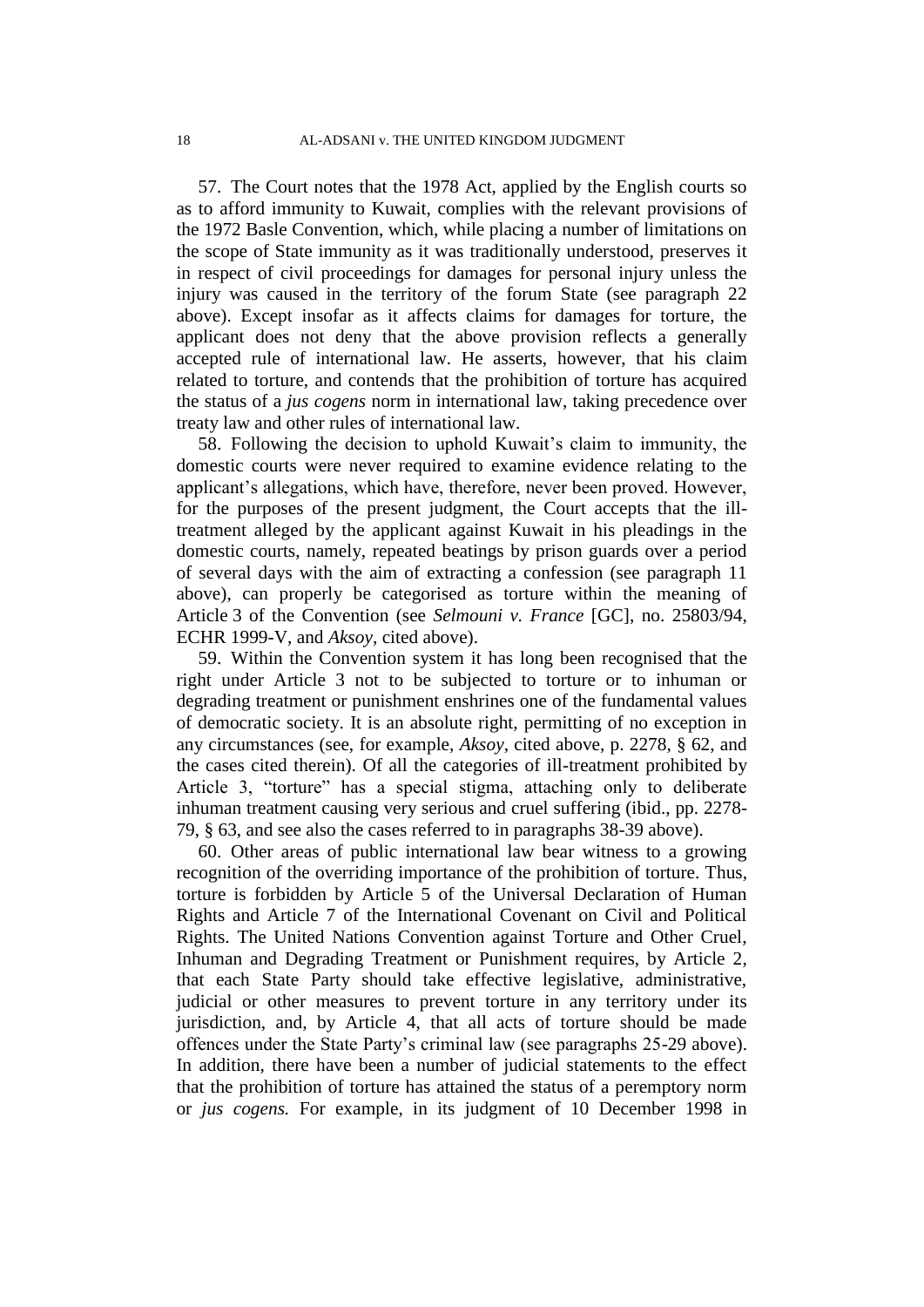57. The Court notes that the 1978 Act, applied by the English courts so as to afford immunity to Kuwait, complies with the relevant provisions of the 1972 Basle Convention, which, while placing a number of limitations on the scope of State immunity as it was traditionally understood, preserves it in respect of civil proceedings for damages for personal injury unless the injury was caused in the territory of the forum State (see paragraph 22 above). Except insofar as it affects claims for damages for torture, the applicant does not deny that the above provision reflects a generally accepted rule of international law. He asserts, however, that his claim related to torture, and contends that the prohibition of torture has acquired the status of a *jus cogens* norm in international law, taking precedence over treaty law and other rules of international law.

58. Following the decision to uphold Kuwait's claim to immunity, the domestic courts were never required to examine evidence relating to the applicant's allegations, which have, therefore, never been proved. However, for the purposes of the present judgment, the Court accepts that the ill-treatment alleged by the applicant against Kuwait in his pleadings in the domestic courts, namely, repeated beatings by prison guards over a period of several days with the aim of extracting a confession (see paragraph 11 above), can properly be categorised as torture within the meaning of Article 3 of the Convention (see *Selmouni v. France* [GC], no. 25803/94, ECHR 1999-V, and *Aksoy*, cited above).

59. Within the Convention system it has long been recognised that the right under Article 3 not to be subjected to torture or to inhuman or degrading treatment or punishment enshrines one of the fundamental values of democratic society. It is an absolute right, permitting of no exception in any circumstances (see, for example, *Aksoy*, cited above, p. 2278, § 62, and the cases cited therein). Of all the categories of ill-treatment prohibited by Article 3, "torture" has a special stigma, attaching only to deliberate inhuman treatment causing very serious and cruel suffering (ibid., pp. 2278-79, § 63, and see also the cases referred to in paragraphs 38-39 above).

60. Other areas of public international law bear witness to a growing recognition of the overriding importance of the prohibition of torture. Thus, torture is forbidden by Article 5 of the Universal Declaration of Human Rights and Article 7 of the International Covenant on Civil and Political Rights. The United Nations Convention against Torture and Other Cruel, Inhuman and Degrading Treatment or Punishment requires, by Article 2, that each State Party should take effective legislative, administrative, judicial or other measures to prevent torture in any territory under its jurisdiction, and, by Article 4, that all acts of torture should be made offences under the State Party's criminal law (see paragraphs 25-29 above). In addition, there have been a number of judicial statements to the effect that the prohibition of torture has attained the status of a peremptory norm or *jus cogens.* For example, in its judgment of 10 December 1998 in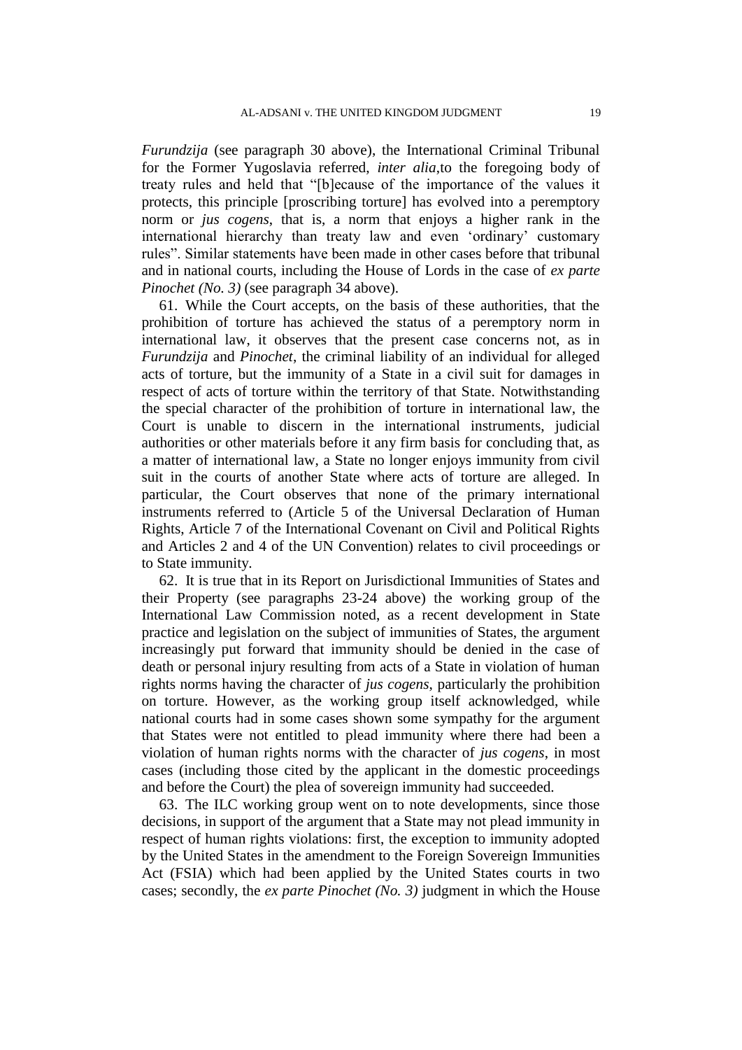*Furundzija* (see paragraph 30 above), the International Criminal Tribunal for the Former Yugoslavia referred, *inter alia*,to the foregoing body of treaty rules and held that "[b]ecause of the importance of the values it protects, this principle [proscribing torture] has evolved into a peremptory norm or *jus cogens*, that is, a norm that enjoys a higher rank in the international hierarchy than treaty law and even 'ordinary' customary rules". Similar statements have been made in other cases before that tribunal and in national courts, including the House of Lords in the case of *ex parte Pinochet (No. 3)* (see paragraph 34 above).

61. While the Court accepts, on the basis of these authorities, that the prohibition of torture has achieved the status of a peremptory norm in international law, it observes that the present case concerns not, as in *Furundzija* and *Pinochet*, the criminal liability of an individual for alleged acts of torture, but the immunity of a State in a civil suit for damages in respect of acts of torture within the territory of that State. Notwithstanding the special character of the prohibition of torture in international law, the Court is unable to discern in the international instruments, judicial authorities or other materials before it any firm basis for concluding that, as a matter of international law, a State no longer enjoys immunity from civil suit in the courts of another State where acts of torture are alleged. In particular, the Court observes that none of the primary international instruments referred to (Article 5 of the Universal Declaration of Human Rights, Article 7 of the International Covenant on Civil and Political Rights and Articles 2 and 4 of the UN Convention) relates to civil proceedings or to State immunity.

62. It is true that in its Report on Jurisdictional Immunities of States and their Property (see paragraphs 23-24 above) the working group of the International Law Commission noted, as a recent development in State practice and legislation on the subject of immunities of States, the argument increasingly put forward that immunity should be denied in the case of death or personal injury resulting from acts of a State in violation of human rights norms having the character of *jus cogens*, particularly the prohibition on torture. However, as the working group itself acknowledged, while national courts had in some cases shown some sympathy for the argument that States were not entitled to plead immunity where there had been a violation of human rights norms with the character of *jus cogens*, in most cases (including those cited by the applicant in the domestic proceedings and before the Court) the plea of sovereign immunity had succeeded.

63. The ILC working group went on to note developments, since those decisions, in support of the argument that a State may not plead immunity in respect of human rights violations: first, the exception to immunity adopted by the United States in the amendment to the Foreign Sovereign Immunities Act (FSIA) which had been applied by the United States courts in two cases; secondly, the *ex parte Pinochet (No. 3)* judgment in which the House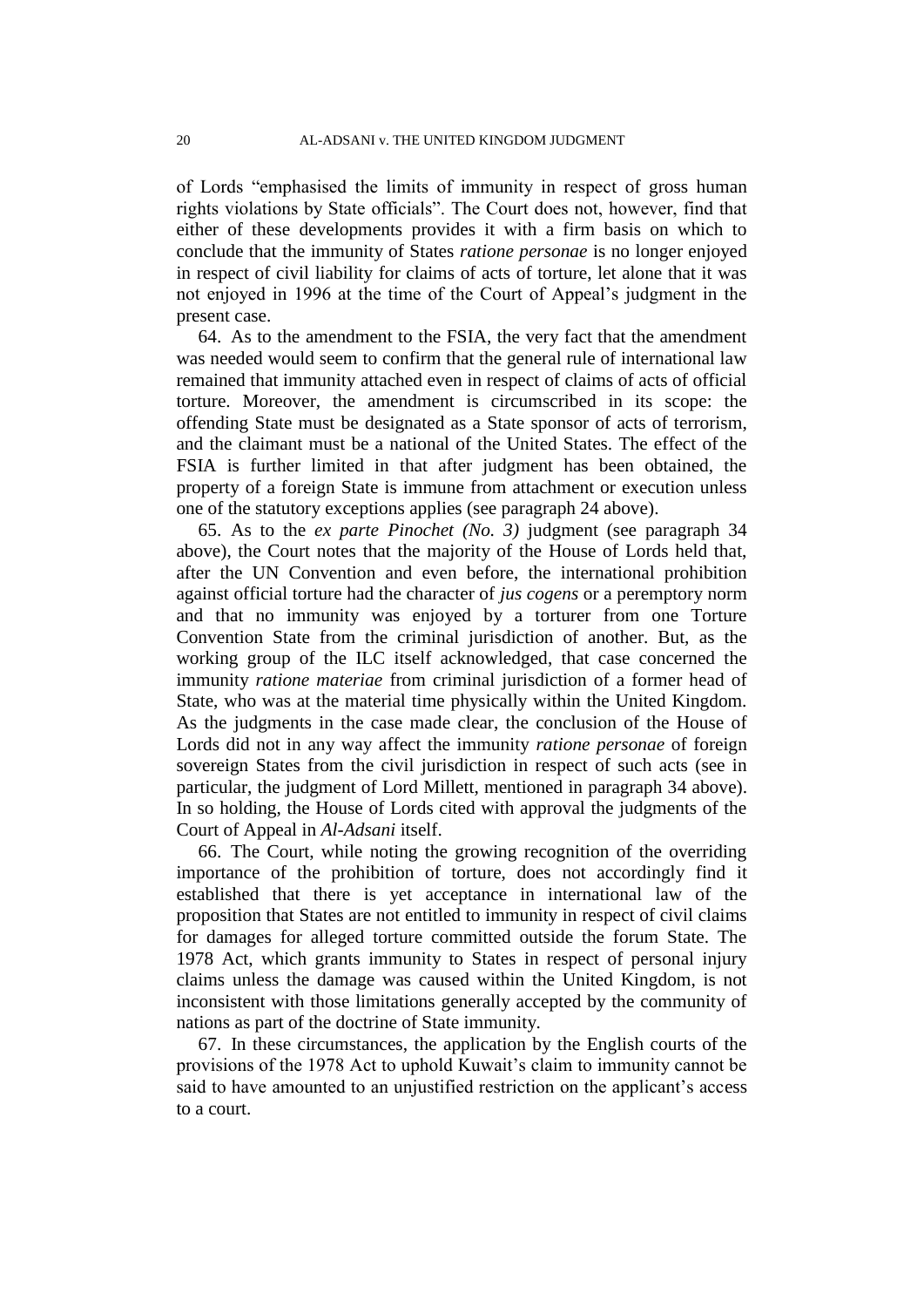of Lords "emphasised the limits of immunity in respect of gross human rights violations by State officials". The Court does not, however, find that either of these developments provides it with a firm basis on which to conclude that the immunity of States *ratione personae* is no longer enjoyed in respect of civil liability for claims of acts of torture, let alone that it was not enjoyed in 1996 at the time of the Court of Appeal's judgment in the present case.

64. As to the amendment to the FSIA, the very fact that the amendment was needed would seem to confirm that the general rule of international law remained that immunity attached even in respect of claims of acts of official torture. Moreover, the amendment is circumscribed in its scope: the offending State must be designated as a State sponsor of acts of terrorism, and the claimant must be a national of the United States. The effect of the FSIA is further limited in that after judgment has been obtained, the property of a foreign State is immune from attachment or execution unless one of the statutory exceptions applies (see paragraph 24 above).

65. As to the *ex parte Pinochet (No. 3)* judgment (see paragraph 34 above), the Court notes that the majority of the House of Lords held that, after the UN Convention and even before, the international prohibition against official torture had the character of *jus cogens* or a peremptory norm and that no immunity was enjoyed by a torturer from one Torture Convention State from the criminal jurisdiction of another. But, as the working group of the ILC itself acknowledged, that case concerned the immunity *ratione materiae* from criminal jurisdiction of a former head of State, who was at the material time physically within the United Kingdom. As the judgments in the case made clear, the conclusion of the House of Lords did not in any way affect the immunity *ratione personae* of foreign sovereign States from the civil jurisdiction in respect of such acts (see in particular, the judgment of Lord Millett, mentioned in paragraph 34 above). In so holding, the House of Lords cited with approval the judgments of the Court of Appeal in *Al-Adsani* itself.

66. The Court, while noting the growing recognition of the overriding importance of the prohibition of torture, does not accordingly find it established that there is yet acceptance in international law of the proposition that States are not entitled to immunity in respect of civil claims for damages for alleged torture committed outside the forum State. The 1978 Act, which grants immunity to States in respect of personal injury claims unless the damage was caused within the United Kingdom, is not inconsistent with those limitations generally accepted by the community of nations as part of the doctrine of State immunity.

67. In these circumstances, the application by the English courts of the provisions of the 1978 Act to uphold Kuwait's claim to immunity cannot be said to have amounted to an unjustified restriction on the applicant's access to a court.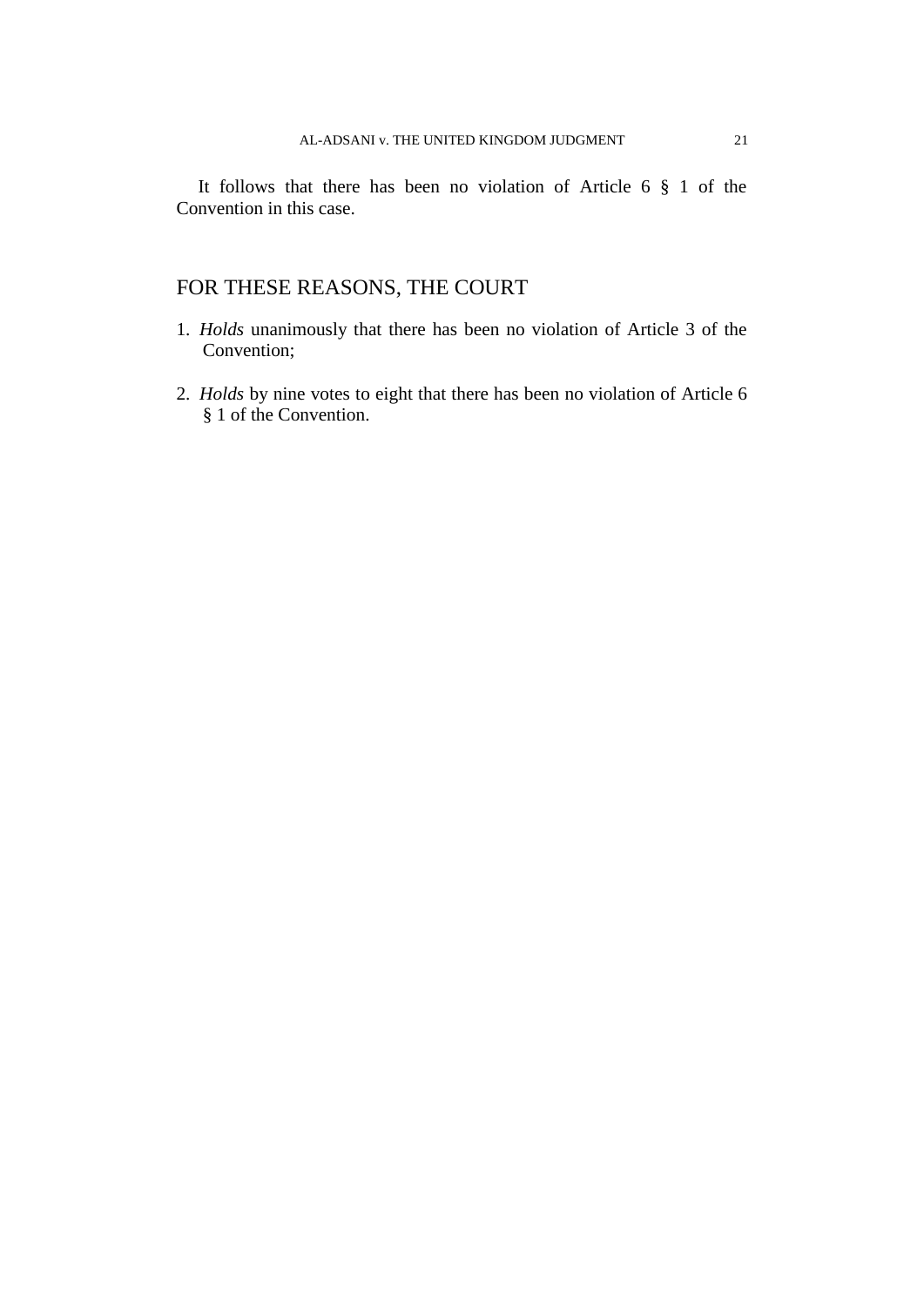It follows that there has been no violation of Article 6 § 1 of the Convention in this case.

## FOR THESE REASONS, THE COURT

1. *Holds* unanimously that there has been no violation of Article 3 of the Convention;

2. *Holds* by nine votes to eight that there has been no violation of Article 6 § 1 of the Convention.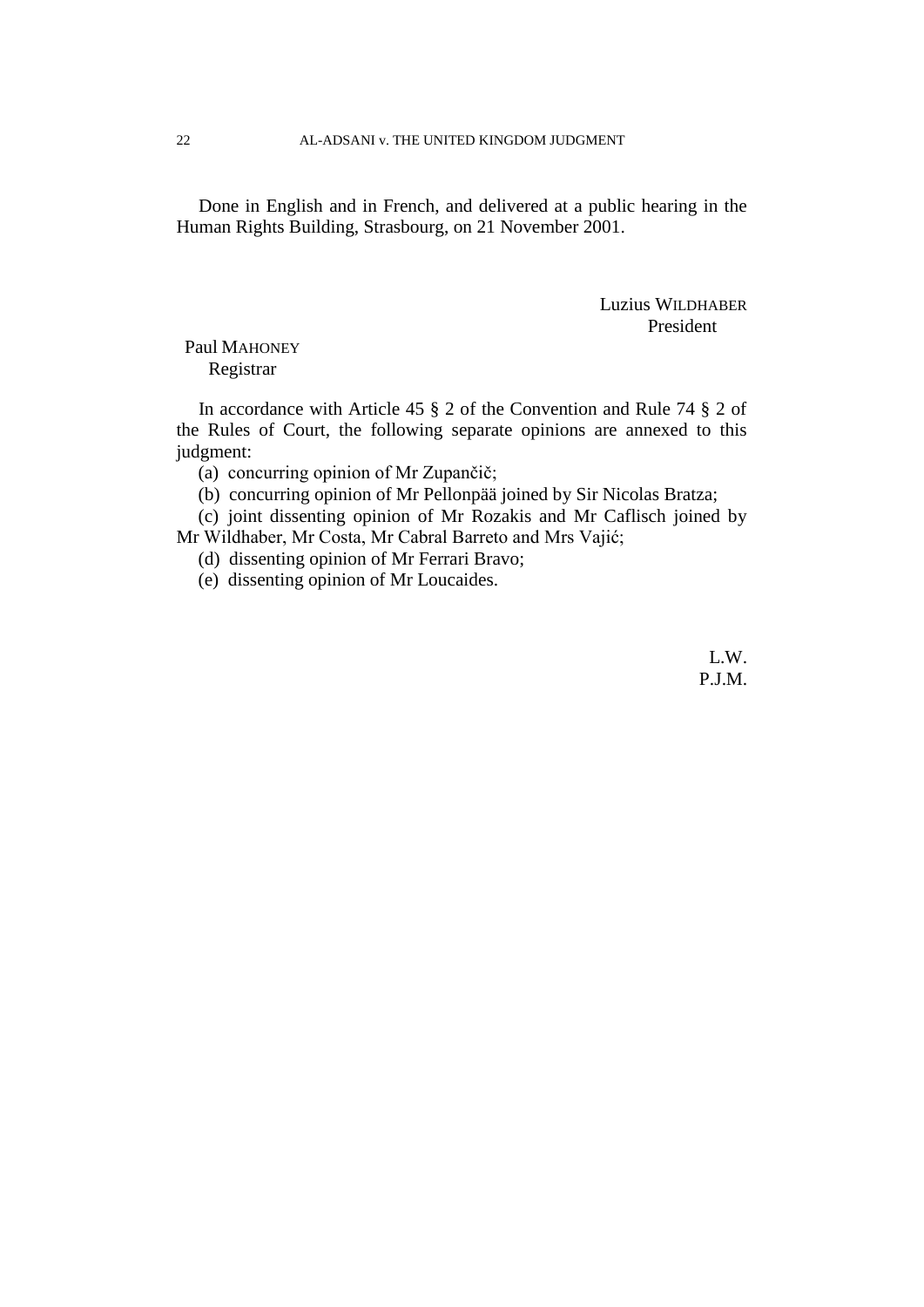Done in English and in French, and delivered at a public hearing in the Human Rights Building, Strasbourg, on 21 November 2001.

Luzius WILDHABER
President

Paul MAHONEY
Registrar

In accordance with Article 45 § 2 of the Convention and Rule 74 § 2 of the Rules of Court, the following separate opinions are annexed to this judgment:

(a) concurring opinion of Mr Zupančič;

(b) concurring opinion of Mr Pellonpää joined by Sir Nicolas Bratza;

(c) joint dissenting opinion of Mr Rozakis and Mr Caflisch joined by Mr Wildhaber, Mr Costa, Mr Cabral Barreto and Mrs Vajić;

(d) dissenting opinion of Mr Ferrari Bravo;

(e) dissenting opinion of Mr Loucaides.

L.W.
P.J.M.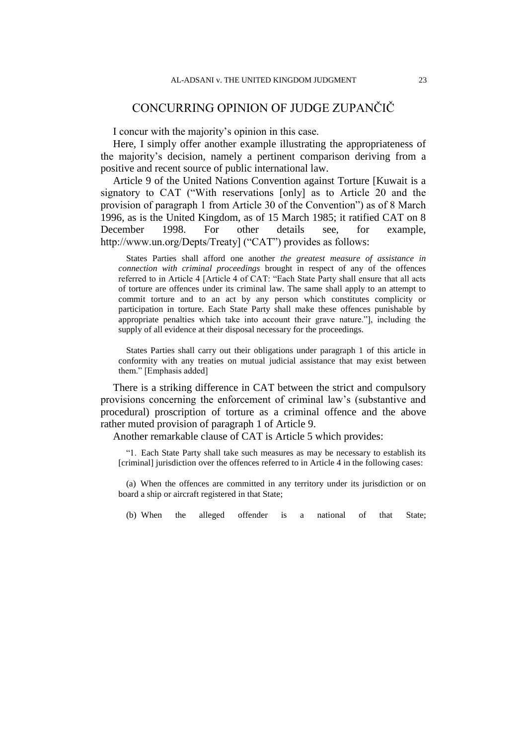## CONCURRING OPINION OF JUDGE ZUPANČIČ

I concur with the majority's opinion in this case.

Here, I simply offer another example illustrating the appropriateness of the majority's decision, namely a pertinent comparison deriving from a positive and recent source of public international law.

Article 9 of the United Nations Convention against Torture [Kuwait is a signatory to CAT ("With reservations [only] as to Article 20 and the provision of paragraph 1 from Article 30 of the Convention") as of 8 March 1996, as is the United Kingdom, as of 15 March 1985; it ratified CAT on 8 December 1998. For other details see, for example, http://www.un.org/Depts/Treaty] ("CAT") provides as follows:

> States Parties shall afford one another *the greatest measure of assistance in connection with criminal proceedings* brought in respect of any of the offences referred to in Article 4 [Article 4 of CAT: "Each State Party shall ensure that all acts of torture are offences under its criminal law. The same shall apply to an attempt to commit torture and to an act by any person which constitutes complicity or participation in torture. Each State Party shall make these offences punishable by appropriate penalties which take into account their grave nature."], including the supply of all evidence at their disposal necessary for the proceedings.
>
> States Parties shall carry out their obligations under paragraph 1 of this article in conformity with any treaties on mutual judicial assistance that may exist between them." [Emphasis added]

There is a striking difference in CAT between the strict and compulsory provisions concerning the enforcement of criminal law's (substantive and procedural) proscription of torture as a criminal offence and the above rather muted provision of paragraph 1 of Article 9.

Another remarkable clause of CAT is Article 5 which provides:

> "1. Each State Party shall take such measures as may be necessary to establish its [criminal] jurisdiction over the offences referred to in Article 4 in the following cases:
>
> (a) When the offences are committed in any territory under its jurisdiction or on board a ship or aircraft registered in that State;
>
> (b) When the alleged offender is a national of that State;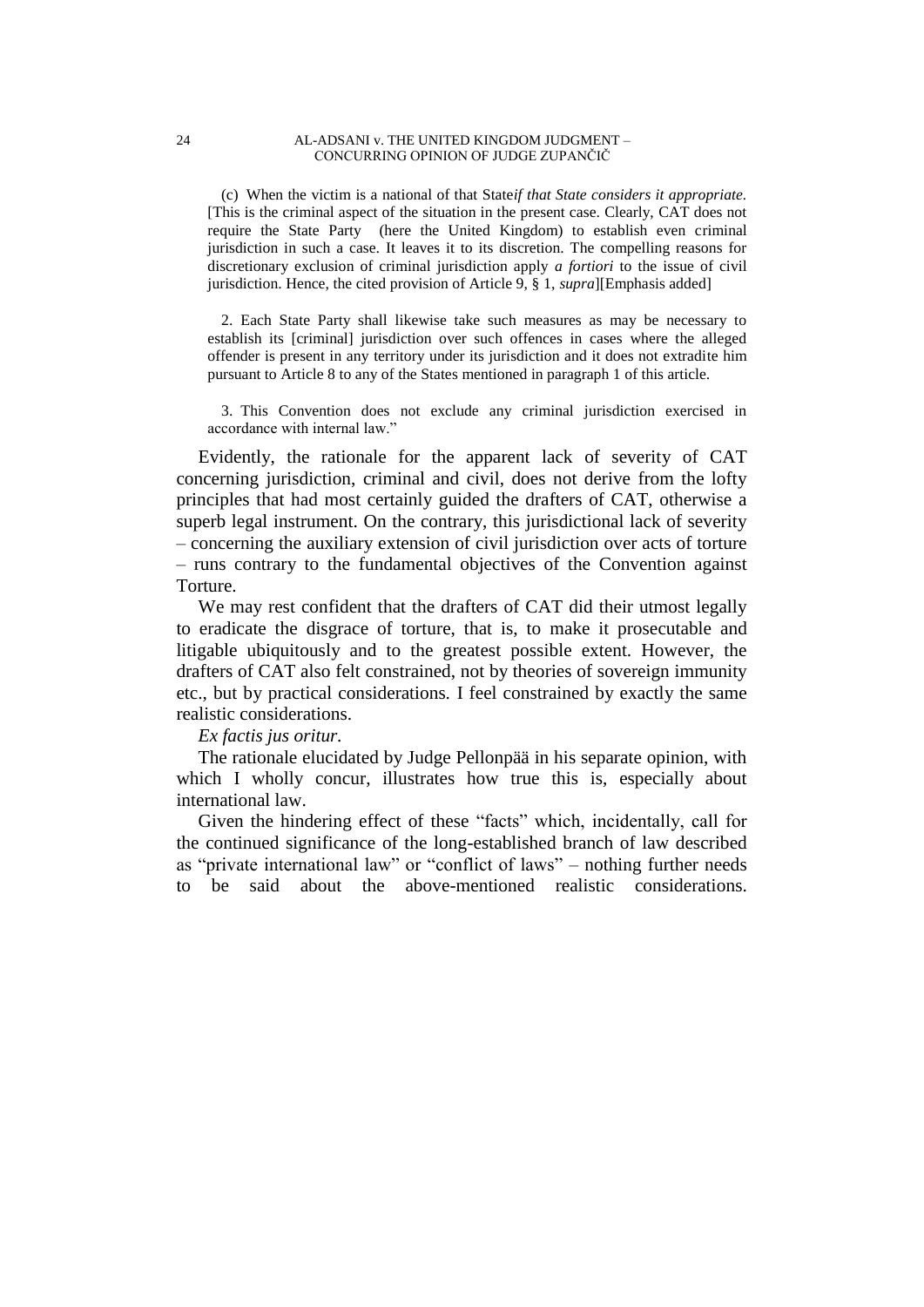(c) When the victim is a national of that State*if that State considers it appropriate.* [This is the criminal aspect of the situation in the present case. Clearly, CAT does not require the State Party (here the United Kingdom) to establish even criminal jurisdiction in such a case. It leaves it to its discretion. The compelling reasons for discretionary exclusion of criminal jurisdiction apply *a fortiori* to the issue of civil jurisdiction. Hence, the cited provision of Article 9, § 1, *supra*][Emphasis added]

2. Each State Party shall likewise take such measures as may be necessary to establish its [criminal] jurisdiction over such offences in cases where the alleged offender is present in any territory under its jurisdiction and it does not extradite him pursuant to Article 8 to any of the States mentioned in paragraph 1 of this article.

3. This Convention does not exclude any criminal jurisdiction exercised in accordance with internal law."

Evidently, the rationale for the apparent lack of severity of CAT concerning jurisdiction, criminal and civil, does not derive from the lofty principles that had most certainly guided the drafters of CAT, otherwise a superb legal instrument. On the contrary, this jurisdictional lack of severity – concerning the auxiliary extension of civil jurisdiction over acts of torture – runs contrary to the fundamental objectives of the Convention against Torture.

We may rest confident that the drafters of CAT did their utmost legally to eradicate the disgrace of torture, that is, to make it prosecutable and litigable ubiquitously and to the greatest possible extent. However, the drafters of CAT also felt constrained, not by theories of sovereign immunity etc., but by practical considerations. I feel constrained by exactly the same realistic considerations.

*Ex factis jus oritur.*

The rationale elucidated by Judge Pellonpää in his separate opinion, with which I wholly concur, illustrates how true this is, especially about international law.

Given the hindering effect of these "facts" which, incidentally, call for the continued significance of the long-established branch of law described as "private international law" or "conflict of laws" – nothing further needs to be said about the above-mentioned realistic considerations.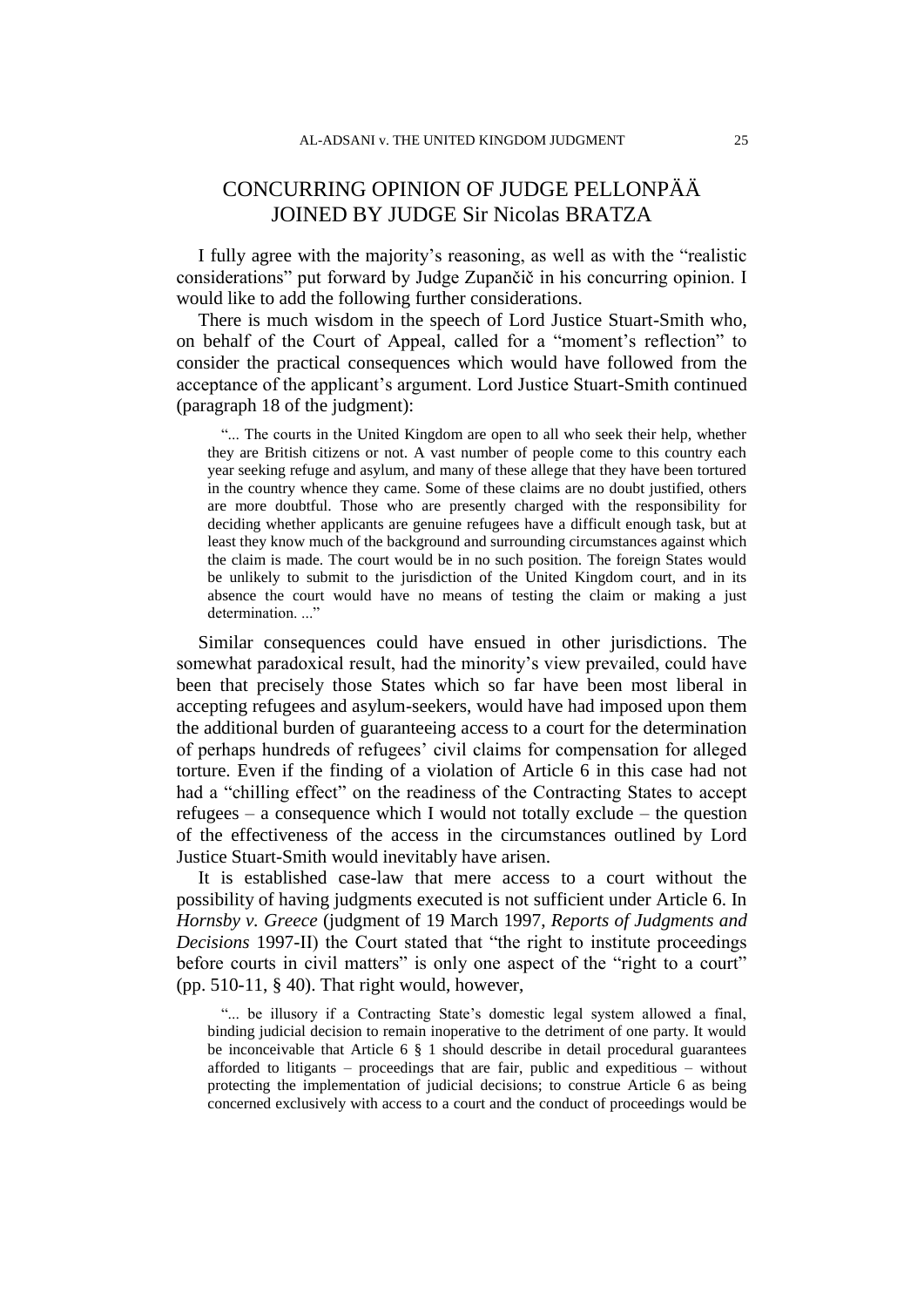# CONCURRING OPINION OF JUDGE PELLONPÄÄ JOINED BY JUDGE Sir Nicolas BRATZA

I fully agree with the majority's reasoning, as well as with the "realistic considerations" put forward by Judge Zupančič in his concurring opinion. I would like to add the following further considerations.

There is much wisdom in the speech of Lord Justice Stuart-Smith who, on behalf of the Court of Appeal, called for a "moment's reflection" to consider the practical consequences which would have followed from the acceptance of the applicant's argument. Lord Justice Stuart-Smith continued (paragraph 18 of the judgment):

> "... The courts in the United Kingdom are open to all who seek their help, whether they are British citizens or not. A vast number of people come to this country each year seeking refuge and asylum, and many of these allege that they have been tortured in the country whence they came. Some of these claims are no doubt justified, others are more doubtful. Those who are presently charged with the responsibility for deciding whether applicants are genuine refugees have a difficult enough task, but at least they know much of the background and surrounding circumstances against which the claim is made. The court would be in no such position. The foreign States would be unlikely to submit to the jurisdiction of the United Kingdom court, and in its absence the court would have no means of testing the claim or making a just determination. ..."

Similar consequences could have ensued in other jurisdictions. The somewhat paradoxical result, had the minority's view prevailed, could have been that precisely those States which so far have been most liberal in accepting refugees and asylum-seekers, would have had imposed upon them the additional burden of guaranteeing access to a court for the determination of perhaps hundreds of refugees' civil claims for compensation for alleged torture. Even if the finding of a violation of Article 6 in this case had not had a "chilling effect" on the readiness of the Contracting States to accept refugees – a consequence which I would not totally exclude – the question of the effectiveness of the access in the circumstances outlined by Lord Justice Stuart-Smith would inevitably have arisen.

It is established case-law that mere access to a court without the possibility of having judgments executed is not sufficient under Article 6. In *Hornsby v. Greece* (judgment of 19 March 1997, *Reports of Judgments and Decisions* 1997-II) the Court stated that "the right to institute proceedings before courts in civil matters" is only one aspect of the "right to a court" (pp. 510-11, § 40). That right would, however,

> "... be illusory if a Contracting State's domestic legal system allowed a final, binding judicial decision to remain inoperative to the detriment of one party. It would be inconceivable that Article 6 § 1 should describe in detail procedural guarantees afforded to litigants – proceedings that are fair, public and expeditious – without protecting the implementation of judicial decisions; to construe Article 6 as being concerned exclusively with access to a court and the conduct of proceedings would be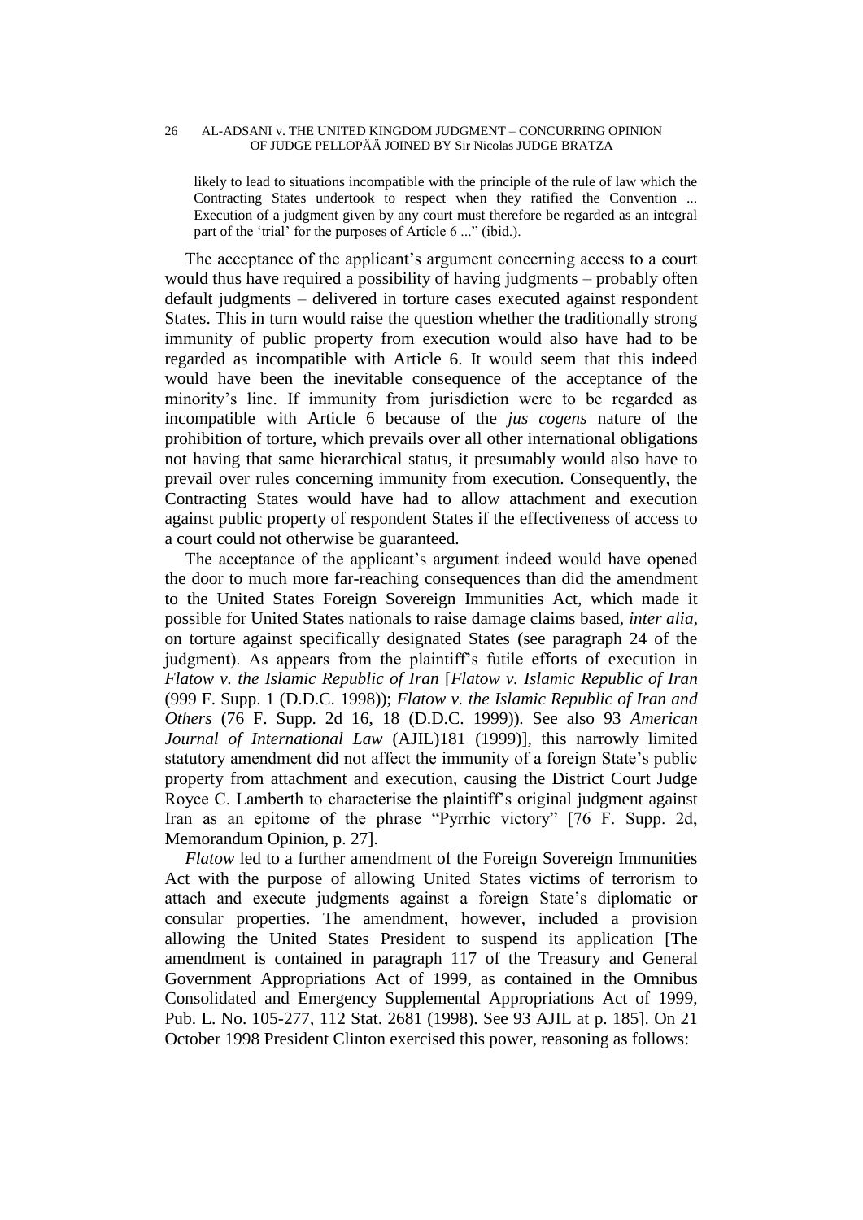likely to lead to situations incompatible with the principle of the rule of law which the Contracting States undertook to respect when they ratified the Convention ... Execution of a judgment given by any court must therefore be regarded as an integral part of the 'trial' for the purposes of Article 6 ..." (ibid.).

The acceptance of the applicant's argument concerning access to a court would thus have required a possibility of having judgments – probably often default judgments – delivered in torture cases executed against respondent States. This in turn would raise the question whether the traditionally strong immunity of public property from execution would also have had to be regarded as incompatible with Article 6. It would seem that this indeed would have been the inevitable consequence of the acceptance of the minority's line. If immunity from jurisdiction were to be regarded as incompatible with Article 6 because of the *jus cogens* nature of the prohibition of torture, which prevails over all other international obligations not having that same hierarchical status, it presumably would also have to prevail over rules concerning immunity from execution. Consequently, the Contracting States would have had to allow attachment and execution against public property of respondent States if the effectiveness of access to a court could not otherwise be guaranteed.

The acceptance of the applicant's argument indeed would have opened the door to much more far-reaching consequences than did the amendment to the United States Foreign Sovereign Immunities Act, which made it possible for United States nationals to raise damage claims based, *inter alia*, on torture against specifically designated States (see paragraph 24 of the judgment). As appears from the plaintiff's futile efforts of execution in *Flatow v. the Islamic Republic of Iran* [*Flatow v. Islamic Republic of Iran* (999 F. Supp. 1 (D.D.C. 1998)); *Flatow v. the Islamic Republic of Iran and Others* (76 F. Supp. 2d 16, 18 (D.D.C. 1999)). See also 93 *American Journal of International Law* (AJIL)181 (1999)], this narrowly limited statutory amendment did not affect the immunity of a foreign State's public property from attachment and execution, causing the District Court Judge Royce C. Lamberth to characterise the plaintiff's original judgment against Iran as an epitome of the phrase "Pyrrhic victory" [76 F. Supp. 2d, Memorandum Opinion, p. 27].

*Flatow* led to a further amendment of the Foreign Sovereign Immunities Act with the purpose of allowing United States victims of terrorism to attach and execute judgments against a foreign State's diplomatic or consular properties. The amendment, however, included a provision allowing the United States President to suspend its application [The amendment is contained in paragraph 117 of the Treasury and General Government Appropriations Act of 1999, as contained in the Omnibus Consolidated and Emergency Supplemental Appropriations Act of 1999, Pub. L. No. 105-277, 112 Stat. 2681 (1998). See 93 AJIL at p. 185]. On 21 October 1998 President Clinton exercised this power, reasoning as follows: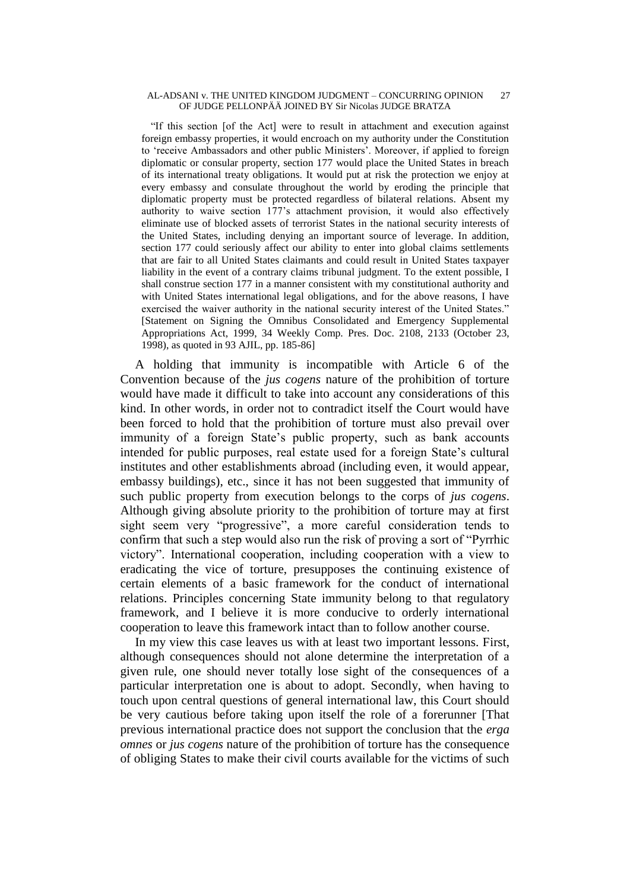"If this section [of the Act] were to result in attachment and execution against foreign embassy properties, it would encroach on my authority under the Constitution to 'receive Ambassadors and other public Ministers'. Moreover, if applied to foreign diplomatic or consular property, section 177 would place the United States in breach of its international treaty obligations. It would put at risk the protection we enjoy at every embassy and consulate throughout the world by eroding the principle that diplomatic property must be protected regardless of bilateral relations. Absent my authority to waive section 177's attachment provision, it would also effectively eliminate use of blocked assets of terrorist States in the national security interests of the United States, including denying an important source of leverage. In addition, section 177 could seriously affect our ability to enter into global claims settlements that are fair to all United States claimants and could result in United States taxpayer liability in the event of a contrary claims tribunal judgment. To the extent possible, I shall construe section 177 in a manner consistent with my constitutional authority and with United States international legal obligations, and for the above reasons, I have exercised the waiver authority in the national security interest of the United States." [Statement on Signing the Omnibus Consolidated and Emergency Supplemental Appropriations Act, 1999, 34 Weekly Comp. Pres. Doc. 2108, 2133 (October 23, 1998), as quoted in 93 AJIL, pp. 185-86]

A holding that immunity is incompatible with Article 6 of the Convention because of the *jus cogens* nature of the prohibition of torture would have made it difficult to take into account any considerations of this kind. In other words, in order not to contradict itself the Court would have been forced to hold that the prohibition of torture must also prevail over immunity of a foreign State's public property, such as bank accounts intended for public purposes, real estate used for a foreign State's cultural institutes and other establishments abroad (including even, it would appear, embassy buildings), etc., since it has not been suggested that immunity of such public property from execution belongs to the corps of *jus cogens*. Although giving absolute priority to the prohibition of torture may at first sight seem very "progressive", a more careful consideration tends to confirm that such a step would also run the risk of proving a sort of "Pyrrhic victory". International cooperation, including cooperation with a view to eradicating the vice of torture, presupposes the continuing existence of certain elements of a basic framework for the conduct of international relations. Principles concerning State immunity belong to that regulatory framework, and I believe it is more conducive to orderly international cooperation to leave this framework intact than to follow another course.

In my view this case leaves us with at least two important lessons. First, although consequences should not alone determine the interpretation of a given rule, one should never totally lose sight of the consequences of a particular interpretation one is about to adopt. Secondly, when having to touch upon central questions of general international law, this Court should be very cautious before taking upon itself the role of a forerunner [That previous international practice does not support the conclusion that the *erga omnes* or *jus cogens* nature of the prohibition of torture has the consequence of obliging States to make their civil courts available for the victims of such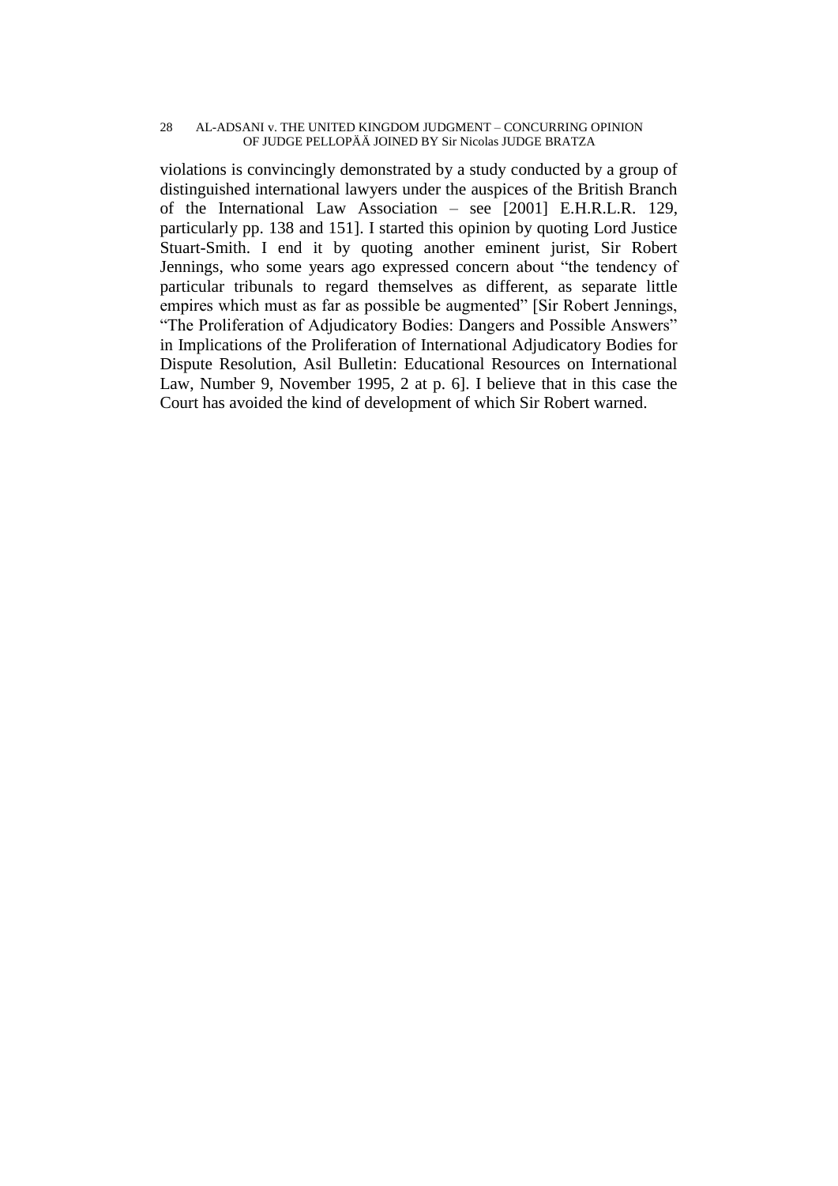violations is convincingly demonstrated by a study conducted by a group of distinguished international lawyers under the auspices of the British Branch of the International Law Association – see [2001] E.H.R.L.R. 129, particularly pp. 138 and 151]. I started this opinion by quoting Lord Justice Stuart-Smith. I end it by quoting another eminent jurist, Sir Robert Jennings, who some years ago expressed concern about "the tendency of particular tribunals to regard themselves as different, as separate little empires which must as far as possible be augmented" [Sir Robert Jennings, "The Proliferation of Adjudicatory Bodies: Dangers and Possible Answers" in Implications of the Proliferation of International Adjudicatory Bodies for Dispute Resolution, Asil Bulletin: Educational Resources on International Law, Number 9, November 1995, 2 at p. 6]. I believe that in this case the Court has avoided the kind of development of which Sir Robert warned.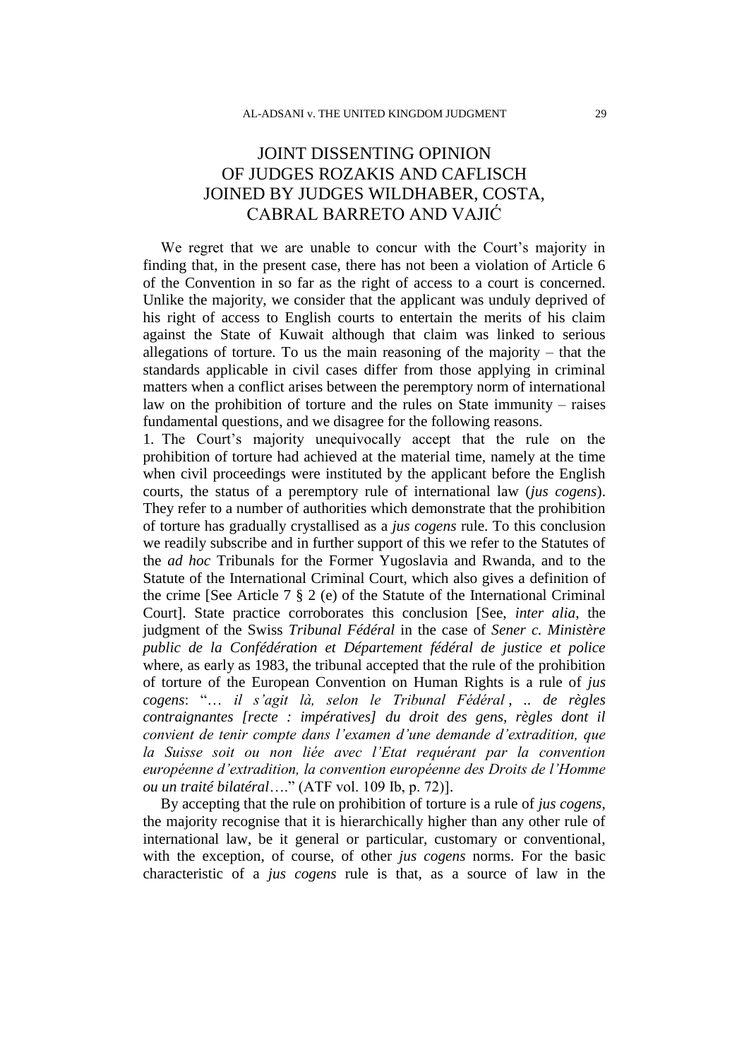# JOINT DISSENTING OPINION OF JUDGES ROZAKIS AND CAFLISCH JOINED BY JUDGES WILDHABER, COSTA, CABRAL BARRETO AND VAJIĆ

We regret that we are unable to concur with the Court's majority in finding that, in the present case, there has not been a violation of Article 6 of the Convention in so far as the right of access to a court is concerned. Unlike the majority, we consider that the applicant was unduly deprived of his right of access to English courts to entertain the merits of his claim against the State of Kuwait although that claim was linked to serious allegations of torture. To us the main reasoning of the majority – that the standards applicable in civil cases differ from those applying in criminal matters when a conflict arises between the peremptory norm of international law on the prohibition of torture and the rules on State immunity – raises fundamental questions, and we disagree for the following reasons.

1. The Court's majority unequivocally accept that the rule on the prohibition of torture had achieved at the material time, namely at the time when civil proceedings were instituted by the applicant before the English courts, the status of a peremptory rule of international law (*jus cogens*). They refer to a number of authorities which demonstrate that the prohibition of torture has gradually crystallised as a *jus cogens* rule. To this conclusion we readily subscribe and in further support of this we refer to the Statutes of the *ad hoc* Tribunals for the Former Yugoslavia and Rwanda, and to the Statute of the International Criminal Court, which also gives a definition of the crime [See Article 7 § 2 (e) of the Statute of the International Criminal Court]. State practice corroborates this conclusion [See, *inter alia*, the judgment of the Swiss *Tribunal Fédéral* in the case of *Sener c. Ministère public de la Confédération et Département fédéral de justice et police* where, as early as 1983, the tribunal accepted that the rule of the prohibition of torture of the European Convention on Human Rights is a rule of *jus cogens*: "… *il s'agit là, selon le Tribunal Fédéral , .. de règles contraignantes [recte : impératives] du droit des gens, règles dont il convient de tenir compte dans l'examen d'une demande d'extradition, que la Suisse soit ou non liée avec l'Etat requérant par la convention européenne d'extradition, la convention européenne des Droits de l'Homme ou un traité bilatéral*…." (ATF vol. 109 Ib, p. 72)].

By accepting that the rule on prohibition of torture is a rule of *jus cogens*, the majority recognise that it is hierarchically higher than any other rule of international law, be it general or particular, customary or conventional, with the exception, of course, of other *jus cogens* norms. For the basic characteristic of a *jus cogens* rule is that, as a source of law in the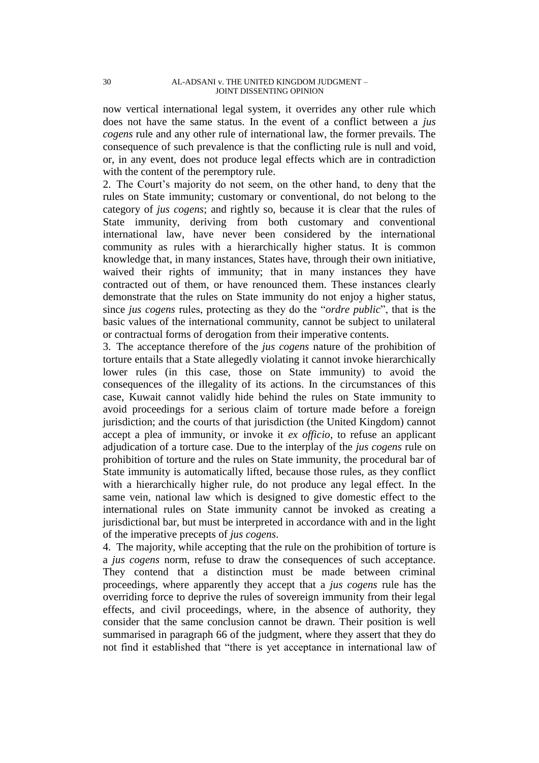now vertical international legal system, it overrides any other rule which does not have the same status. In the event of a conflict between a *jus cogens* rule and any other rule of international law, the former prevails. The consequence of such prevalence is that the conflicting rule is null and void, or, in any event, does not produce legal effects which are in contradiction with the content of the peremptory rule.

2. The Court's majority do not seem, on the other hand, to deny that the rules on State immunity; customary or conventional, do not belong to the category of *jus cogens*; and rightly so, because it is clear that the rules of State immunity, deriving from both customary and conventional international law, have never been considered by the international community as rules with a hierarchically higher status. It is common knowledge that, in many instances, States have, through their own initiative, waived their rights of immunity; that in many instances they have contracted out of them, or have renounced them. These instances clearly demonstrate that the rules on State immunity do not enjoy a higher status, since *jus cogens* rules, protecting as they do the "*ordre public*", that is the basic values of the international community, cannot be subject to unilateral or contractual forms of derogation from their imperative contents.

3. The acceptance therefore of the *jus cogens* nature of the prohibition of torture entails that a State allegedly violating it cannot invoke hierarchically lower rules (in this case, those on State immunity) to avoid the consequences of the illegality of its actions. In the circumstances of this case, Kuwait cannot validly hide behind the rules on State immunity to avoid proceedings for a serious claim of torture made before a foreign jurisdiction; and the courts of that jurisdiction (the United Kingdom) cannot accept a plea of immunity, or invoke it *ex officio*, to refuse an applicant adjudication of a torture case. Due to the interplay of the *jus cogens* rule on prohibition of torture and the rules on State immunity, the procedural bar of State immunity is automatically lifted, because those rules, as they conflict with a hierarchically higher rule, do not produce any legal effect. In the same vein, national law which is designed to give domestic effect to the international rules on State immunity cannot be invoked as creating a jurisdictional bar, but must be interpreted in accordance with and in the light of the imperative precepts of *jus cogens*.

4. The majority, while accepting that the rule on the prohibition of torture is a *jus cogens* norm, refuse to draw the consequences of such acceptance. They contend that a distinction must be made between criminal proceedings, where apparently they accept that a *jus cogens* rule has the overriding force to deprive the rules of sovereign immunity from their legal effects, and civil proceedings, where, in the absence of authority, they consider that the same conclusion cannot be drawn. Their position is well summarised in paragraph 66 of the judgment, where they assert that they do not find it established that "there is yet acceptance in international law of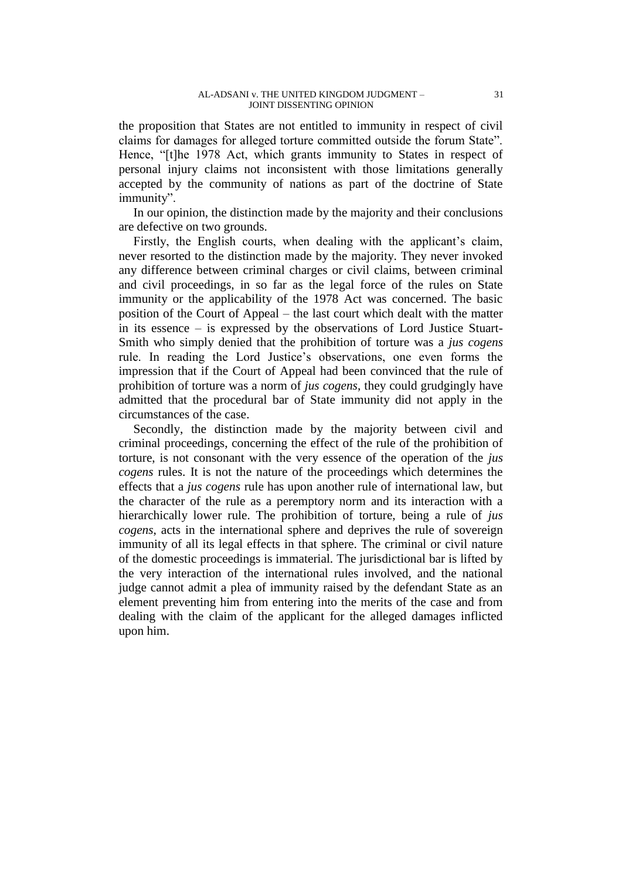the proposition that States are not entitled to immunity in respect of civil claims for damages for alleged torture committed outside the forum State". Hence, "[t]he 1978 Act, which grants immunity to States in respect of personal injury claims not inconsistent with those limitations generally accepted by the community of nations as part of the doctrine of State immunity".

In our opinion, the distinction made by the majority and their conclusions are defective on two grounds.

Firstly, the English courts, when dealing with the applicant's claim, never resorted to the distinction made by the majority. They never invoked any difference between criminal charges or civil claims, between criminal and civil proceedings, in so far as the legal force of the rules on State immunity or the applicability of the 1978 Act was concerned. The basic position of the Court of Appeal – the last court which dealt with the matter in its essence – is expressed by the observations of Lord Justice Stuart-Smith who simply denied that the prohibition of torture was a *jus cogens* rule. In reading the Lord Justice's observations, one even forms the impression that if the Court of Appeal had been convinced that the rule of prohibition of torture was a norm of *jus cogens*, they could grudgingly have admitted that the procedural bar of State immunity did not apply in the circumstances of the case.

Secondly, the distinction made by the majority between civil and criminal proceedings, concerning the effect of the rule of the prohibition of torture, is not consonant with the very essence of the operation of the *jus cogens* rules. It is not the nature of the proceedings which determines the effects that a *jus cogens* rule has upon another rule of international law, but the character of the rule as a peremptory norm and its interaction with a hierarchically lower rule. The prohibition of torture, being a rule of *jus cogens*, acts in the international sphere and deprives the rule of sovereign immunity of all its legal effects in that sphere. The criminal or civil nature of the domestic proceedings is immaterial. The jurisdictional bar is lifted by the very interaction of the international rules involved, and the national judge cannot admit a plea of immunity raised by the defendant State as an element preventing him from entering into the merits of the case and from dealing with the claim of the applicant for the alleged damages inflicted upon him.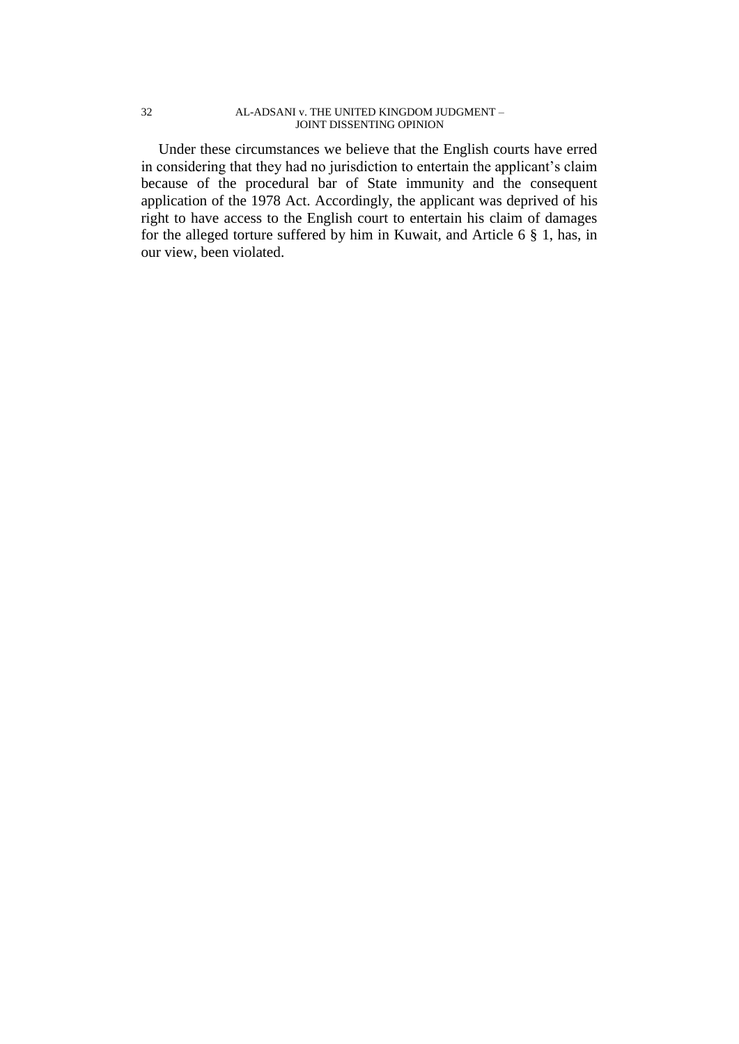Under these circumstances we believe that the English courts have erred in considering that they had no jurisdiction to entertain the applicant's claim because of the procedural bar of State immunity and the consequent application of the 1978 Act. Accordingly, the applicant was deprived of his right to have access to the English court to entertain his claim of damages for the alleged torture suffered by him in Kuwait, and Article 6 § 1, has, in our view, been violated.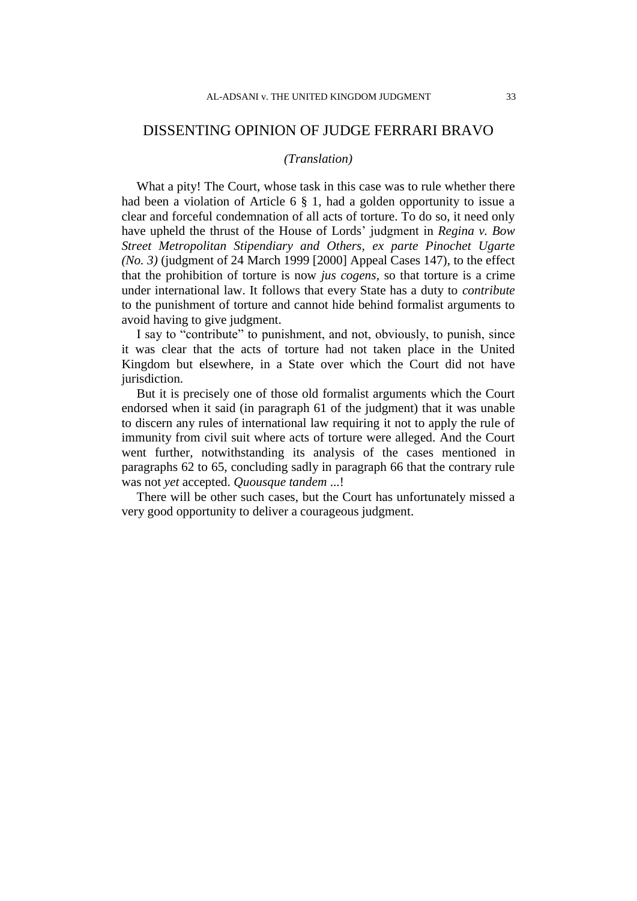# DISSENTING OPINION OF JUDGE FERRARI BRAVO

*(Translation)*

What a pity! The Court, whose task in this case was to rule whether there had been a violation of Article 6 § 1, had a golden opportunity to issue a clear and forceful condemnation of all acts of torture. To do so, it need only have upheld the thrust of the House of Lords' judgment in *Regina v. Bow Street Metropolitan Stipendiary and Others, ex parte Pinochet Ugarte (No. 3)* (judgment of 24 March 1999 [2000] Appeal Cases 147), to the effect that the prohibition of torture is now *jus cogens*, so that torture is a crime under international law. It follows that every State has a duty to *contribute* to the punishment of torture and cannot hide behind formalist arguments to avoid having to give judgment.

I say to "contribute" to punishment, and not, obviously, to punish, since it was clear that the acts of torture had not taken place in the United Kingdom but elsewhere, in a State over which the Court did not have jurisdiction.

But it is precisely one of those old formalist arguments which the Court endorsed when it said (in paragraph 61 of the judgment) that it was unable to discern any rules of international law requiring it not to apply the rule of immunity from civil suit where acts of torture were alleged. And the Court went further, notwithstanding its analysis of the cases mentioned in paragraphs 62 to 65, concluding sadly in paragraph 66 that the contrary rule was not *yet* accepted. *Quousque tandem* ...!

There will be other such cases, but the Court has unfortunately missed a very good opportunity to deliver a courageous judgment.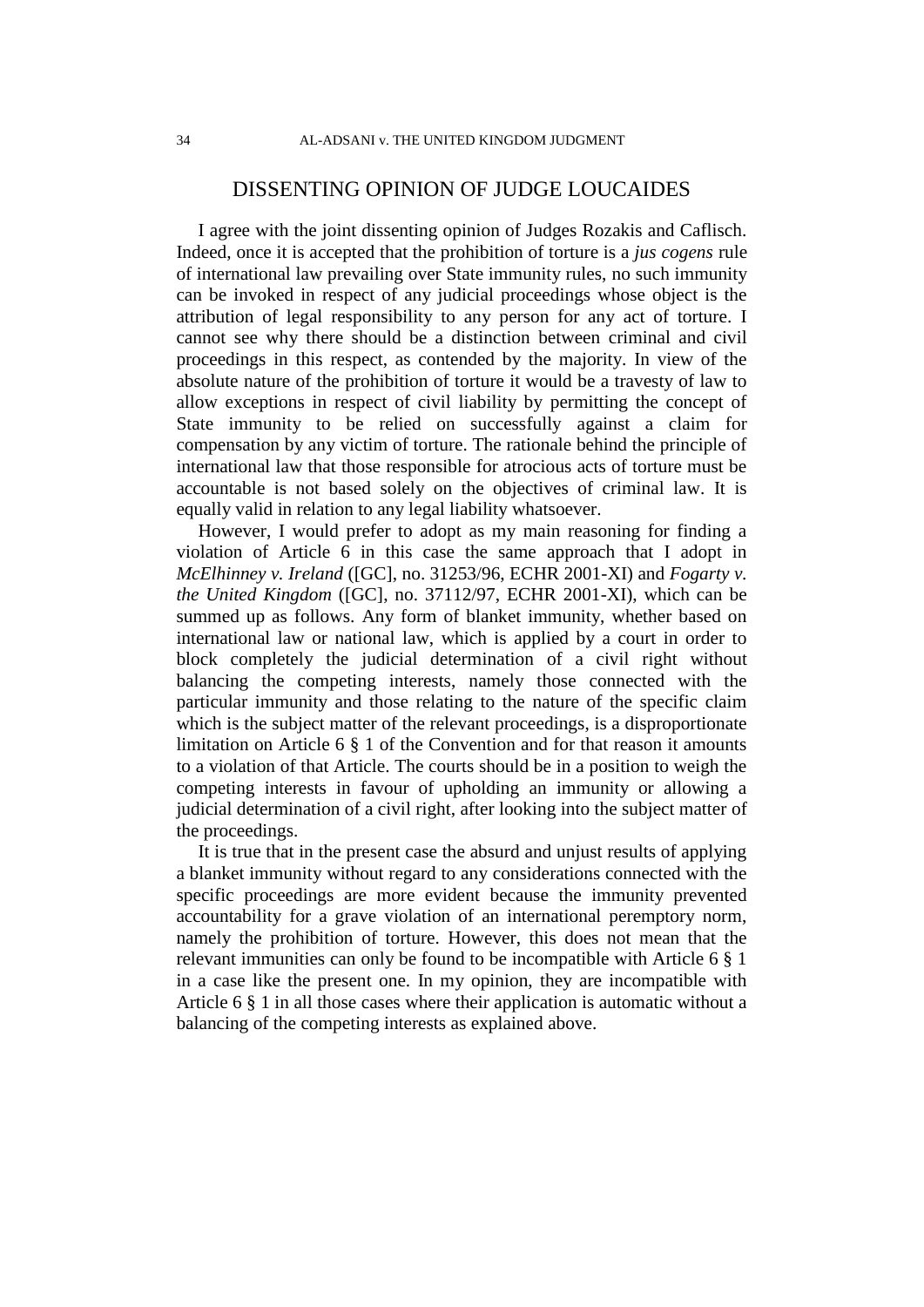## DISSENTING OPINION OF JUDGE LOUCAIDES

I agree with the joint dissenting opinion of Judges Rozakis and Caflisch. Indeed, once it is accepted that the prohibition of torture is a *jus cogens* rule of international law prevailing over State immunity rules, no such immunity can be invoked in respect of any judicial proceedings whose object is the attribution of legal responsibility to any person for any act of torture. I cannot see why there should be a distinction between criminal and civil proceedings in this respect, as contended by the majority. In view of the absolute nature of the prohibition of torture it would be a travesty of law to allow exceptions in respect of civil liability by permitting the concept of State immunity to be relied on successfully against a claim for compensation by any victim of torture. The rationale behind the principle of international law that those responsible for atrocious acts of torture must be accountable is not based solely on the objectives of criminal law. It is equally valid in relation to any legal liability whatsoever.

However, I would prefer to adopt as my main reasoning for finding a violation of Article 6 in this case the same approach that I adopt in *McElhinney v. Ireland* ([GC], no. 31253/96, ECHR 2001-XI) and *Fogarty v. the United Kingdom* ([GC], no. 37112/97, ECHR 2001-XI), which can be summed up as follows. Any form of blanket immunity, whether based on international law or national law, which is applied by a court in order to block completely the judicial determination of a civil right without balancing the competing interests, namely those connected with the particular immunity and those relating to the nature of the specific claim which is the subject matter of the relevant proceedings, is a disproportionate limitation on Article 6 § 1 of the Convention and for that reason it amounts to a violation of that Article. The courts should be in a position to weigh the competing interests in favour of upholding an immunity or allowing a judicial determination of a civil right, after looking into the subject matter of the proceedings.

It is true that in the present case the absurd and unjust results of applying a blanket immunity without regard to any considerations connected with the specific proceedings are more evident because the immunity prevented accountability for a grave violation of an international peremptory norm, namely the prohibition of torture. However, this does not mean that the relevant immunities can only be found to be incompatible with Article 6 § 1 in a case like the present one. In my opinion, they are incompatible with Article 6 § 1 in all those cases where their application is automatic without a balancing of the competing interests as explained above.